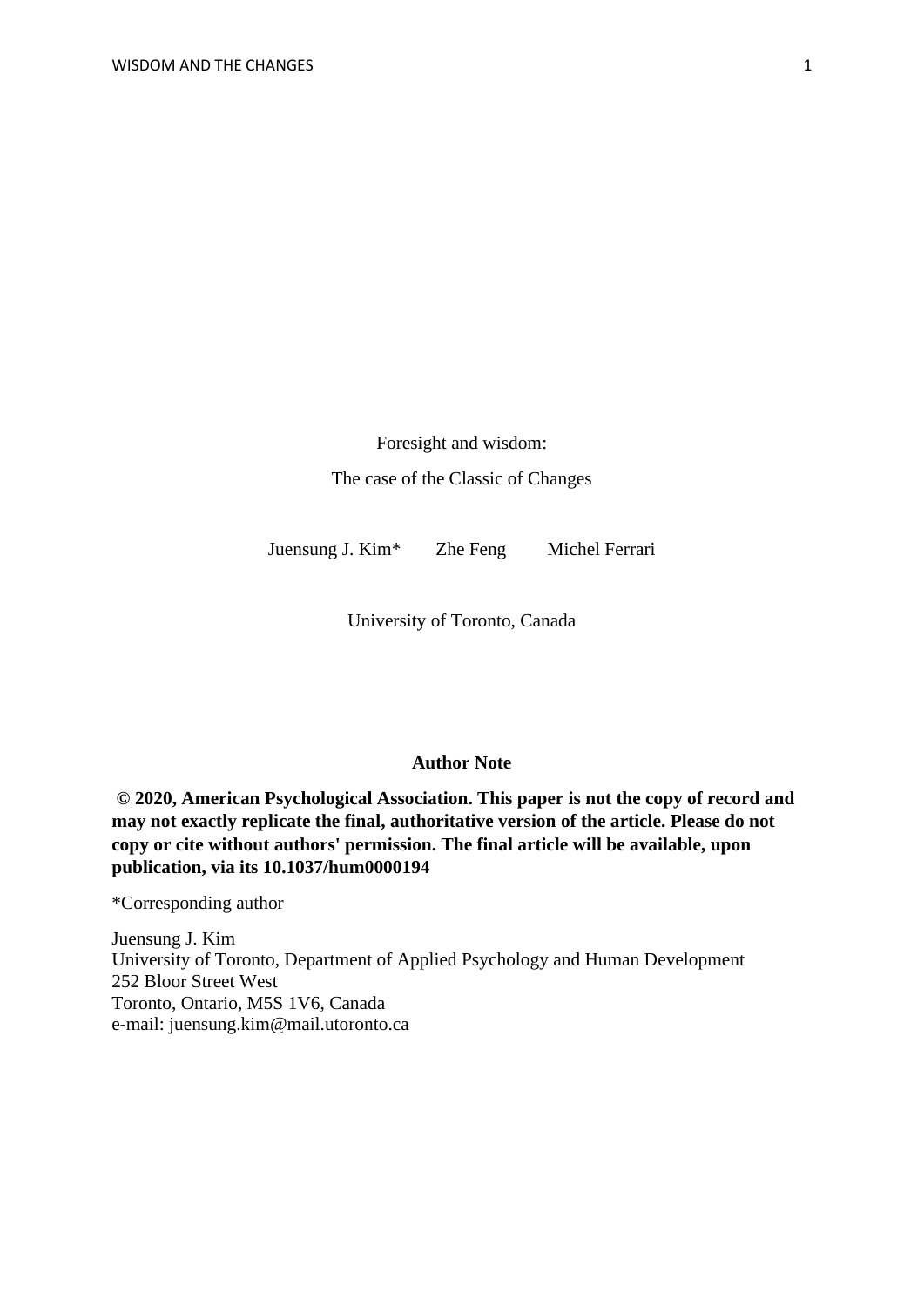# Foresight and wisdom:

## The case of the Classic of Changes

Juensung J. Kim* Zhe Feng Michel Ferrari

University of Toronto, Canada

**Author Note**

**© 2020, American Psychological Association. This paper is not the copy of record and may not exactly replicate the final, authoritative version of the article. Please do not copy or cite without authors' permission. The final article will be available, upon publication, via its 10.1037/hum0000194**

*Corresponding author

Juensung J. Kim
University of Toronto, Department of Applied Psychology and Human Development
252 Bloor Street West
Toronto, Ontario, M5S 1V6, Canada
e-mail: juensung.kim@mail.utoronto.ca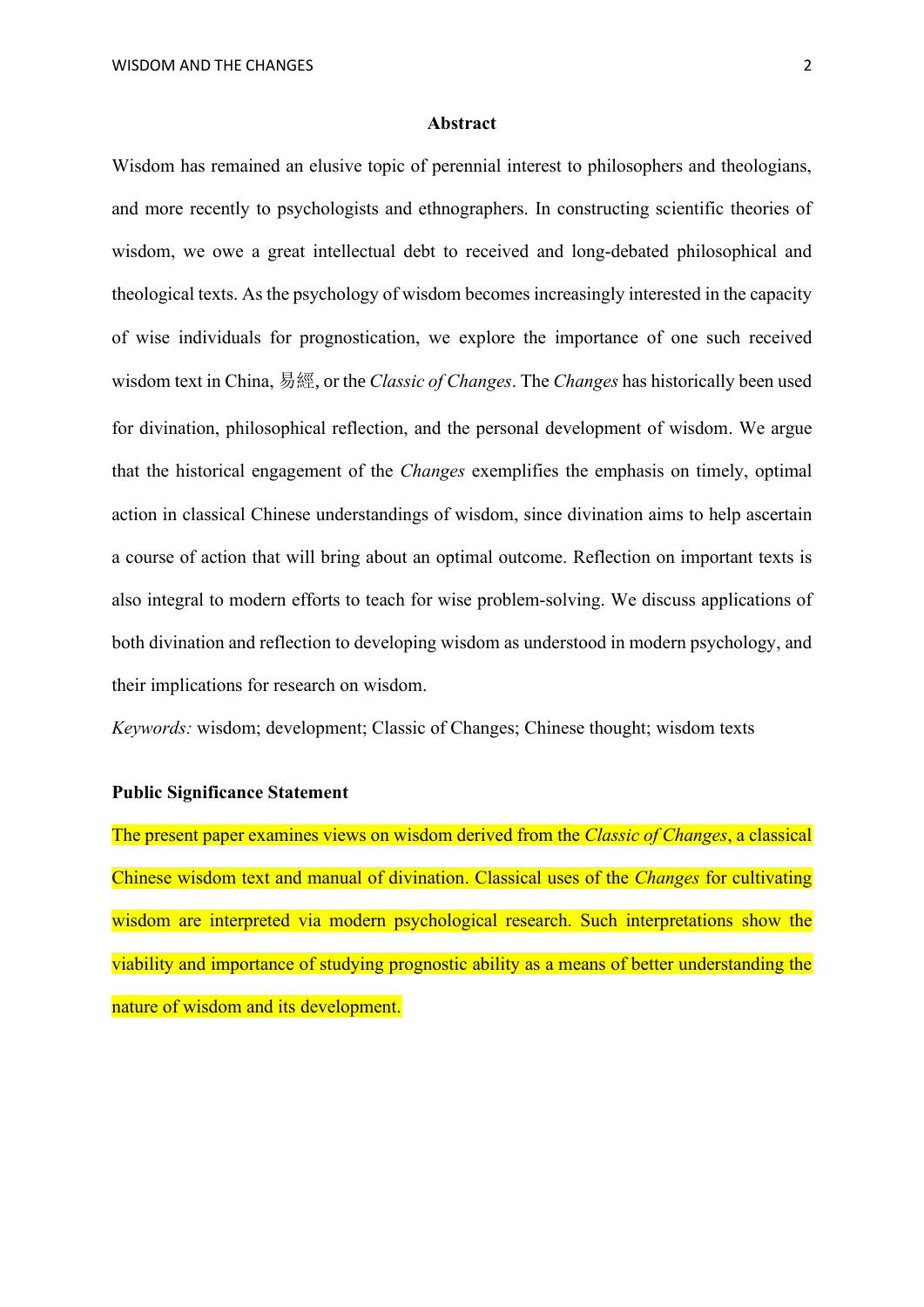## Abstract

Wisdom has remained an elusive topic of perennial interest to philosophers and theologians, and more recently to psychologists and ethnographers. In constructing scientific theories of wisdom, we owe a great intellectual debt to received and long-debated philosophical and theological texts. As the psychology of wisdom becomes increasingly interested in the capacity of wise individuals for prognostication, we explore the importance of one such received wisdom text in China, 易經, or the *Classic of Changes*. The *Changes* has historically been used for divination, philosophical reflection, and the personal development of wisdom. We argue that the historical engagement of the *Changes* exemplifies the emphasis on timely, optimal action in classical Chinese understandings of wisdom, since divination aims to help ascertain a course of action that will bring about an optimal outcome. Reflection on important texts is also integral to modern efforts to teach for wise problem-solving. We discuss applications of both divination and reflection to developing wisdom as understood in modern psychology, and their implications for research on wisdom.

*Keywords:* wisdom; development; Classic of Changes; Chinese thought; wisdom texts

**Public Significance Statement**

The present paper examines views on wisdom derived from the *Classic of Changes*, a classical Chinese wisdom text and manual of divination. Classical uses of the *Changes* for cultivating wisdom are interpreted via modern psychological research. Such interpretations show the viability and importance of studying prognostic ability as a means of better understanding the nature of wisdom and its development.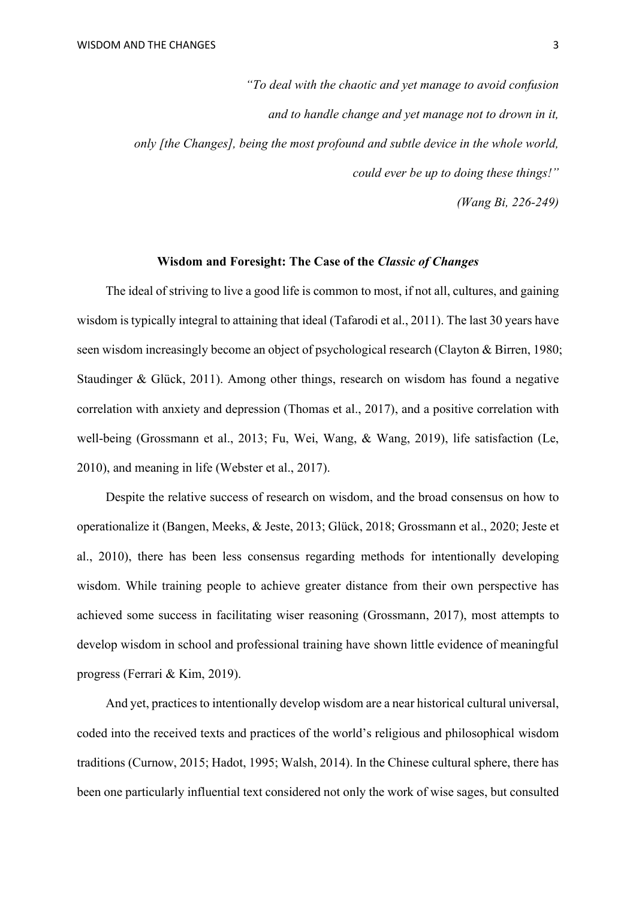*"To deal with the chaotic and yet manage to avoid confusion*

*and to handle change and yet manage not to drown in it,*

*only [the Changes], being the most profound and subtle device in the whole world,*

*could ever be up to doing these things!"*

*(Wang Bi, 226-249)*

## Wisdom and Foresight: The Case of the *Classic of Changes*

The ideal of striving to live a good life is common to most, if not all, cultures, and gaining wisdom is typically integral to attaining that ideal (Tafarodi et al., 2011). The last 30 years have seen wisdom increasingly become an object of psychological research (Clayton & Birren, 1980; Staudinger & Glück, 2011). Among other things, research on wisdom has found a negative correlation with anxiety and depression (Thomas et al., 2017), and a positive correlation with well-being (Grossmann et al., 2013; Fu, Wei, Wang, & Wang, 2019), life satisfaction (Le, 2010), and meaning in life (Webster et al., 2017).

Despite the relative success of research on wisdom, and the broad consensus on how to operationalize it (Bangen, Meeks, & Jeste, 2013; Glück, 2018; Grossmann et al., 2020; Jeste et al., 2010), there has been less consensus regarding methods for intentionally developing wisdom. While training people to achieve greater distance from their own perspective has achieved some success in facilitating wiser reasoning (Grossmann, 2017), most attempts to develop wisdom in school and professional training have shown little evidence of meaningful progress (Ferrari & Kim, 2019).

And yet, practices to intentionally develop wisdom are a near historical cultural universal, coded into the received texts and practices of the world's religious and philosophical wisdom traditions (Curnow, 2015; Hadot, 1995; Walsh, 2014). In the Chinese cultural sphere, there has been one particularly influential text considered not only the work of wise sages, but consulted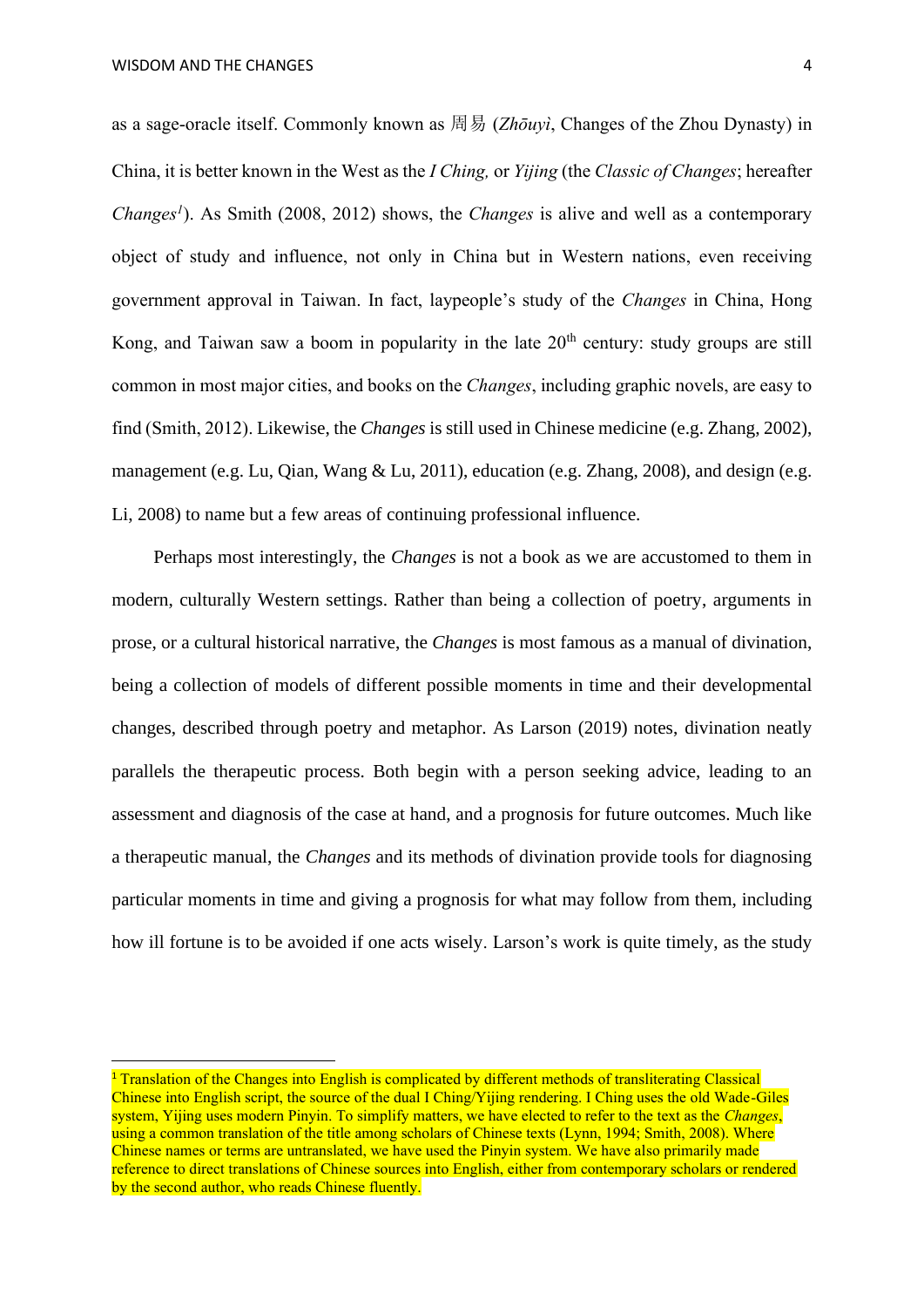as a sage-oracle itself. Commonly known as 周易 (*Zhōuyì*, Changes of the Zhou Dynasty) in China, it is better known in the West as the *I Ching,* or *Yijing* (the *Classic of Changes*; hereafter *Changes*[1]). As Smith (2008, 2012) shows, the *Changes* is alive and well as a contemporary object of study and influence, not only in China but in Western nations, even receiving government approval in Taiwan. In fact, laypeople's study of the *Changes* in China, Hong Kong, and Taiwan saw a boom in popularity in the late 20th century: study groups are still common in most major cities, and books on the *Changes*, including graphic novels, are easy to find (Smith, 2012). Likewise, the *Changes* is still used in Chinese medicine (e.g. Zhang, 2002), management (e.g. Lu, Qian, Wang & Lu, 2011), education (e.g. Zhang, 2008), and design (e.g. Li, 2008) to name but a few areas of continuing professional influence.

Perhaps most interestingly, the *Changes* is not a book as we are accustomed to them in modern, culturally Western settings. Rather than being a collection of poetry, arguments in prose, or a cultural historical narrative, the *Changes* is most famous as a manual of divination, being a collection of models of different possible moments in time and their developmental changes, described through poetry and metaphor. As Larson (2019) notes, divination neatly parallels the therapeutic process. Both begin with a person seeking advice, leading to an assessment and diagnosis of the case at hand, and a prognosis for future outcomes. Much like a therapeutic manual, the *Changes* and its methods of divination provide tools for diagnosing particular moments in time and giving a prognosis for what may follow from them, including how ill fortune is to be avoided if one acts wisely. Larson's work is quite timely, as the study

---

[1] Translation of the Changes into English is complicated by different methods of transliterating Classical Chinese into English script, the source of the dual I Ching/Yijing rendering. I Ching uses the old Wade-Giles system, Yijing uses modern Pinyin. To simplify matters, we have elected to refer to the text as the *Changes*, using a common translation of the title among scholars of Chinese texts (Lynn, 1994; Smith, 2008). Where Chinese names or terms are untranslated, we have used the Pinyin system. We have also primarily made reference to direct translations of Chinese sources into English, either from contemporary scholars or rendered by the second author, who reads Chinese fluently.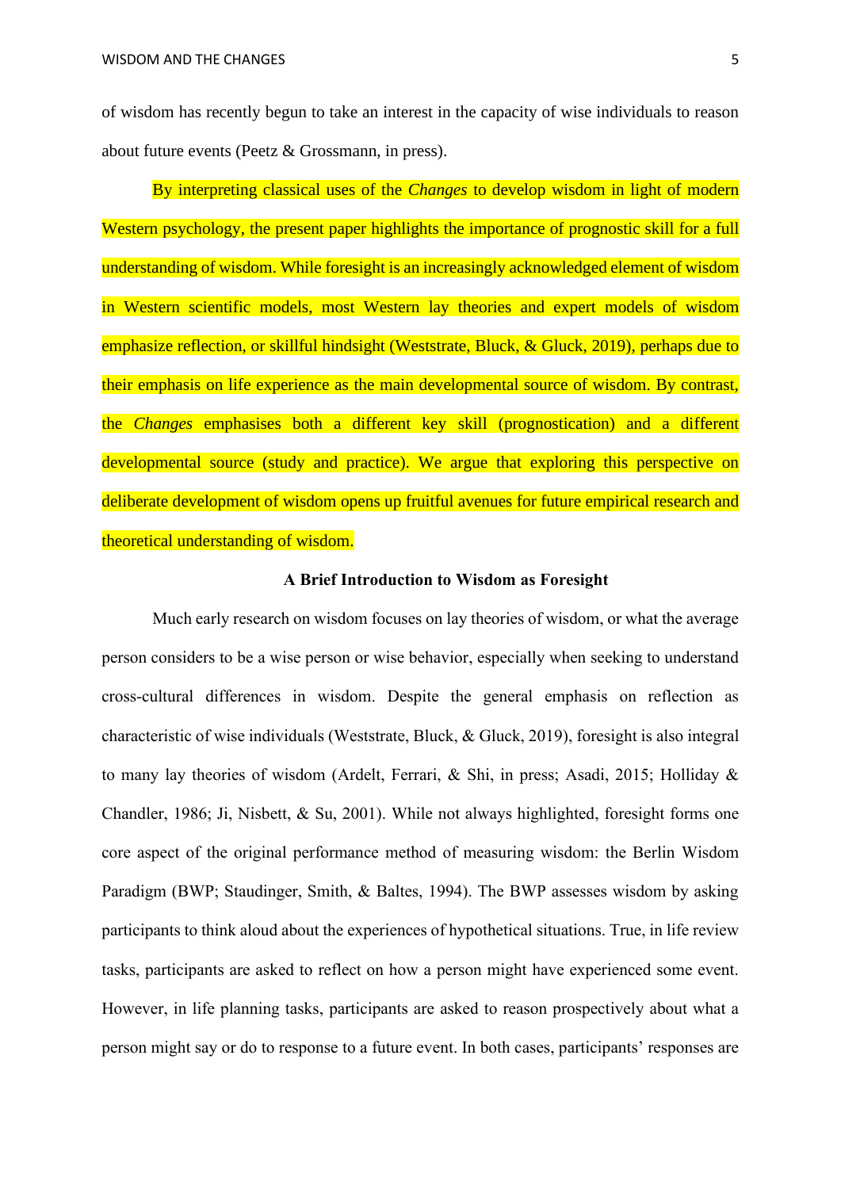of wisdom has recently begun to take an interest in the capacity of wise individuals to reason about future events (Peetz & Grossmann, in press).

By interpreting classical uses of the *Changes* to develop wisdom in light of modern Western psychology, the present paper highlights the importance of prognostic skill for a full understanding of wisdom. While foresight is an increasingly acknowledged element of wisdom in Western scientific models, most Western lay theories and expert models of wisdom emphasize reflection, or skillful hindsight (Weststrate, Bluck, & Gluck, 2019), perhaps due to their emphasis on life experience as the main developmental source of wisdom. By contrast, the *Changes* emphasises both a different key skill (prognostication) and a different developmental source (study and practice). We argue that exploring this perspective on deliberate development of wisdom opens up fruitful avenues for future empirical research and theoretical understanding of wisdom.

### A Brief Introduction to Wisdom as Foresight

Much early research on wisdom focuses on lay theories of wisdom, or what the average person considers to be a wise person or wise behavior, especially when seeking to understand cross-cultural differences in wisdom. Despite the general emphasis on reflection as characteristic of wise individuals (Weststrate, Bluck, & Gluck, 2019), foresight is also integral to many lay theories of wisdom (Ardelt, Ferrari, & Shi, in press; Asadi, 2015; Holliday & Chandler, 1986; Ji, Nisbett, & Su, 2001). While not always highlighted, foresight forms one core aspect of the original performance method of measuring wisdom: the Berlin Wisdom Paradigm (BWP; Staudinger, Smith, & Baltes, 1994). The BWP assesses wisdom by asking participants to think aloud about the experiences of hypothetical situations. True, in life review tasks, participants are asked to reflect on how a person might have experienced some event. However, in life planning tasks, participants are asked to reason prospectively about what a person might say or do to response to a future event. In both cases, participants' responses are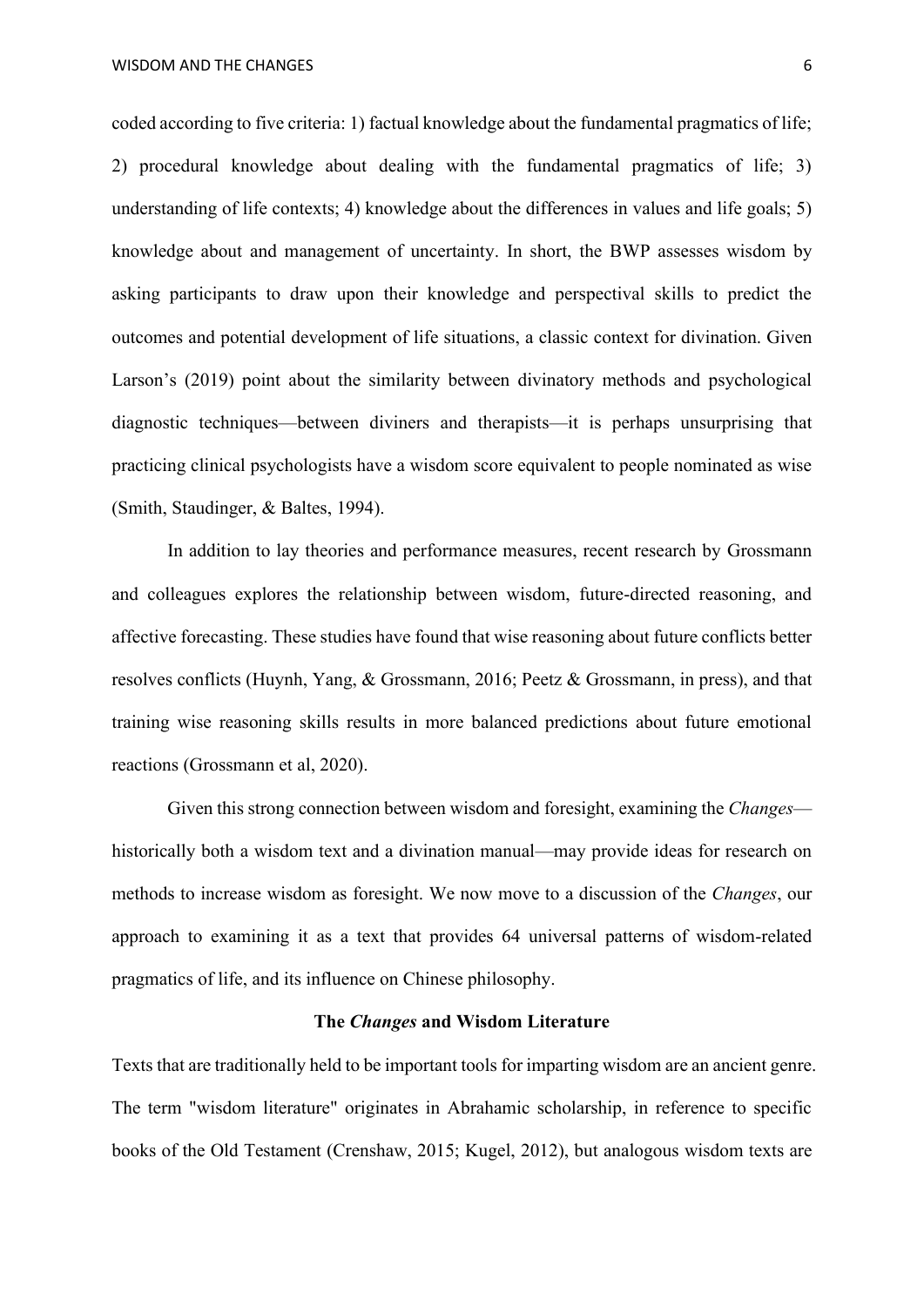coded according to five criteria: 1) factual knowledge about the fundamental pragmatics of life; 2) procedural knowledge about dealing with the fundamental pragmatics of life; 3) understanding of life contexts; 4) knowledge about the differences in values and life goals; 5) knowledge about and management of uncertainty. In short, the BWP assesses wisdom by asking participants to draw upon their knowledge and perspectival skills to predict the outcomes and potential development of life situations, a classic context for divination. Given Larson's (2019) point about the similarity between divinatory methods and psychological diagnostic techniques—between diviners and therapists—it is perhaps unsurprising that practicing clinical psychologists have a wisdom score equivalent to people nominated as wise (Smith, Staudinger, & Baltes, 1994).

In addition to lay theories and performance measures, recent research by Grossmann and colleagues explores the relationship between wisdom, future-directed reasoning, and affective forecasting. These studies have found that wise reasoning about future conflicts better resolves conflicts (Huynh, Yang, & Grossmann, 2016; Peetz & Grossmann, in press), and that training wise reasoning skills results in more balanced predictions about future emotional reactions (Grossmann et al, 2020).

Given this strong connection between wisdom and foresight, examining the *Changes*—historically both a wisdom text and a divination manual—may provide ideas for research on methods to increase wisdom as foresight. We now move to a discussion of the *Changes*, our approach to examining it as a text that provides 64 universal patterns of wisdom-related pragmatics of life, and its influence on Chinese philosophy.

## The *Changes* and Wisdom Literature

Texts that are traditionally held to be important tools for imparting wisdom are an ancient genre. The term "wisdom literature" originates in Abrahamic scholarship, in reference to specific books of the Old Testament (Crenshaw, 2015; Kugel, 2012), but analogous wisdom texts are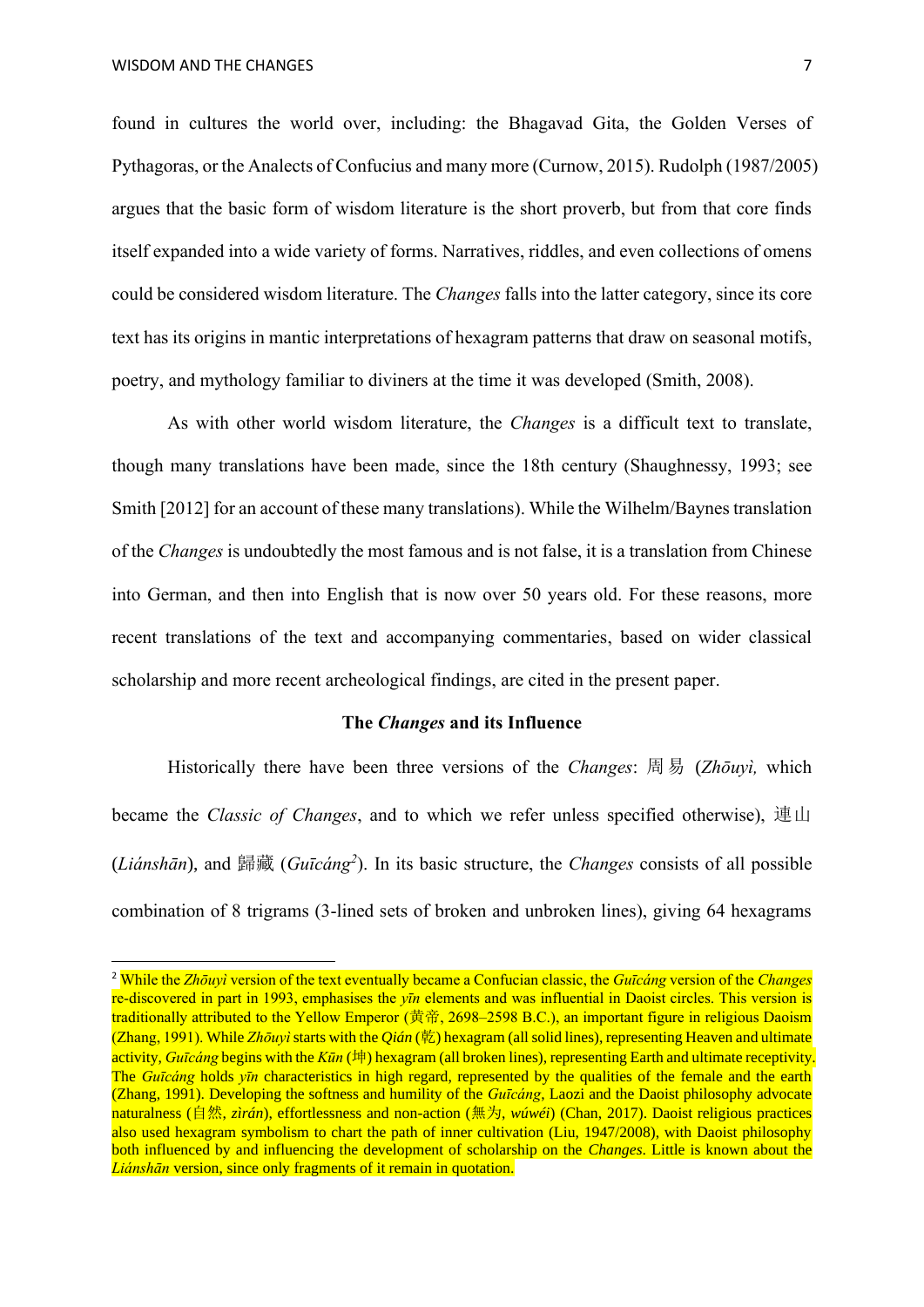found in cultures the world over, including: the Bhagavad Gita, the Golden Verses of Pythagoras, or the Analects of Confucius and many more (Curnow, 2015). Rudolph (1987/2005) argues that the basic form of wisdom literature is the short proverb, but from that core finds itself expanded into a wide variety of forms. Narratives, riddles, and even collections of omens could be considered wisdom literature. The *Changes* falls into the latter category, since its core text has its origins in mantic interpretations of hexagram patterns that draw on seasonal motifs, poetry, and mythology familiar to diviners at the time it was developed (Smith, 2008).

As with other world wisdom literature, the *Changes* is a difficult text to translate, though many translations have been made, since the 18th century (Shaughnessy, 1993; see Smith [2012] for an account of these many translations). While the Wilhelm/Baynes translation of the *Changes* is undoubtedly the most famous and is not false, it is a translation from Chinese into German, and then into English that is now over 50 years old. For these reasons, more recent translations of the text and accompanying commentaries, based on wider classical scholarship and more recent archeological findings, are cited in the present paper.

### The *Changes* and its Influence

Historically there have been three versions of the *Changes*: 周易 (*Zhōuyì,* which became the *Classic of Changes*, and to which we refer unless specified otherwise), 連山 (*Liánshān*), and 歸藏 (*Guīcáng*[2]). In its basic structure, the *Changes* consists of all possible combination of 8 trigrams (3-lined sets of broken and unbroken lines), giving 64 hexagrams

---

[2] While the *Zhōuyì* version of the text eventually became a Confucian classic, the *Guīcáng* version of the *Changes* re-discovered in part in 1993, emphasises the *yīn* elements and was influential in Daoist circles. This version is traditionally attributed to the Yellow Emperor (黄帝, 2698–2598 B.C.), an important figure in religious Daoism (Zhang, 1991). While *Zhōuyì* starts with the *Qián* (乾) hexagram (all solid lines), representing Heaven and ultimate activity, *Guīcáng* begins with the *Kūn* (坤) hexagram (all broken lines), representing Earth and ultimate receptivity. The *Guīcáng* holds *yīn* characteristics in high regard, represented by the qualities of the female and the earth (Zhang, 1991). Developing the softness and humility of the *Guīcáng*, Laozi and the Daoist philosophy advocate naturalness (自然, *zìrán*), effortlessness and non-action (無为, *wúwéi*) (Chan, 2017). Daoist religious practices also used hexagram symbolism to chart the path of inner cultivation (Liu, 1947/2008), with Daoist philosophy both influenced by and influencing the development of scholarship on the *Changes*. Little is known about the *Liánshān* version, since only fragments of it remain in quotation.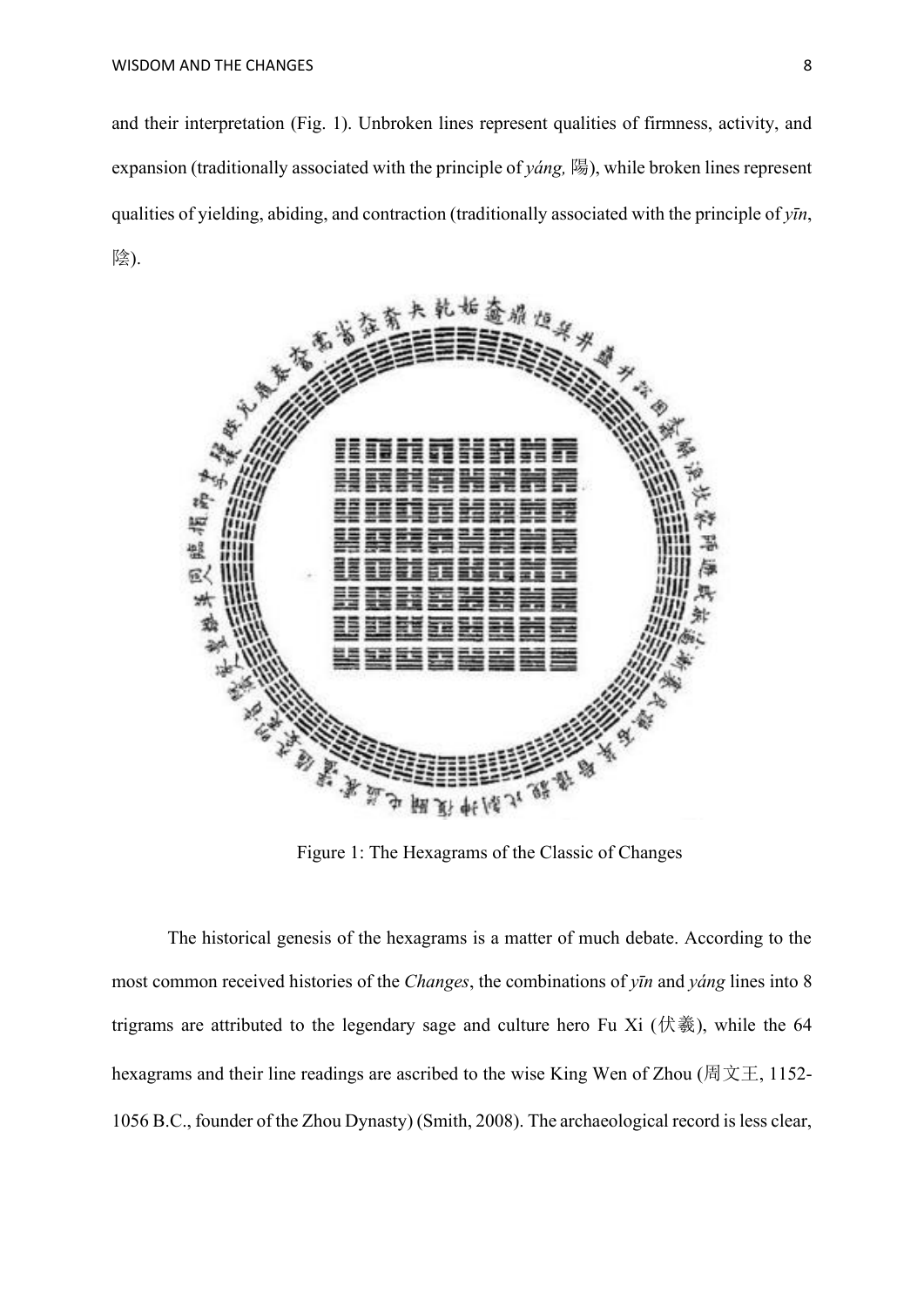and their interpretation (Fig. 1). Unbroken lines represent qualities of firmness, activity, and expansion (traditionally associated with the principle of *yáng,* 陽), while broken lines represent qualities of yielding, abiding, and contraction (traditionally associated with the principle of *yīn*, 陰).

Figure 1: The Hexagrams of the Classic of Changes

The historical genesis of the hexagrams is a matter of much debate. According to the most common received histories of the *Changes*, the combinations of *yīn* and *yáng* lines into 8 trigrams are attributed to the legendary sage and culture hero Fu Xi (伏羲), while the 64 hexagrams and their line readings are ascribed to the wise King Wen of Zhou (周文王, 1152-1056 B.C., founder of the Zhou Dynasty) (Smith, 2008). The archaeological record is less clear,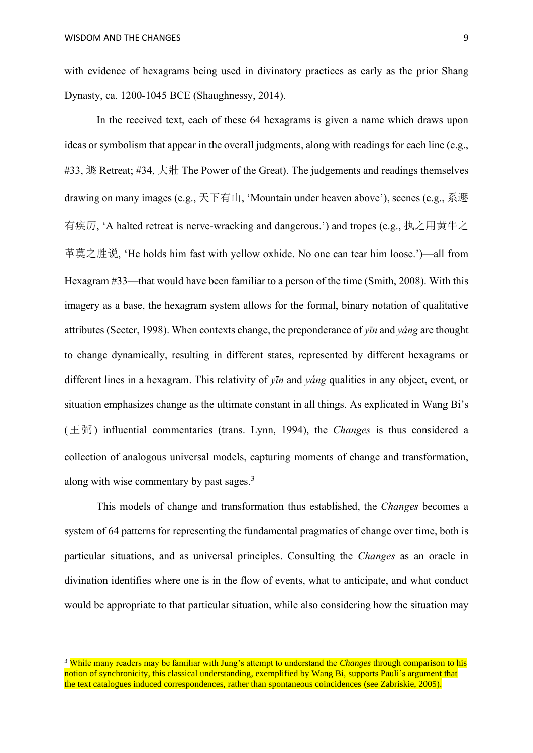with evidence of hexagrams being used in divinatory practices as early as the prior Shang Dynasty, ca. 1200-1045 BCE (Shaughnessy, 2014).

In the received text, each of these 64 hexagrams is given a name which draws upon ideas or symbolism that appear in the overall judgments, along with readings for each line (e.g., #33, 遯 Retreat; #34, 大壯 The Power of the Great). The judgements and readings themselves drawing on many images (e.g., 天下有山, 'Mountain under heaven above'), scenes (e.g., 系遯有疾厉, 'A halted retreat is nerve-wracking and dangerous.') and tropes (e.g., 执之用黄牛之革莫之胜说, 'He holds him fast with yellow oxhide. No one can tear him loose.')—all from Hexagram #33—that would have been familiar to a person of the time (Smith, 2008). With this imagery as a base, the hexagram system allows for the formal, binary notation of qualitative attributes (Secter, 1998). When contexts change, the preponderance of *yīn* and *yáng* are thought to change dynamically, resulting in different states, represented by different hexagrams or different lines in a hexagram. This relativity of *yīn* and *yáng* qualities in any object, event, or situation emphasizes change as the ultimate constant in all things. As explicated in Wang Bi's (王弼) influential commentaries (trans. Lynn, 1994), the *Changes* is thus considered a collection of analogous universal models, capturing moments of change and transformation, along with wise commentary by past sages.[3]

This models of change and transformation thus established, the *Changes* becomes a system of 64 patterns for representing the fundamental pragmatics of change over time, both is particular situations, and as universal principles. Consulting the *Changes* as an oracle in divination identifies where one is in the flow of events, what to anticipate, and what conduct would be appropriate to that particular situation, while also considering how the situation may

---

[3] While many readers may be familiar with Jung's attempt to understand the *Changes* through comparison to his notion of synchronicity, this classical understanding, exemplified by Wang Bi, supports Pauli's argument that the text catalogues induced correspondences, rather than spontaneous coincidences (see Zabriskie, 2005).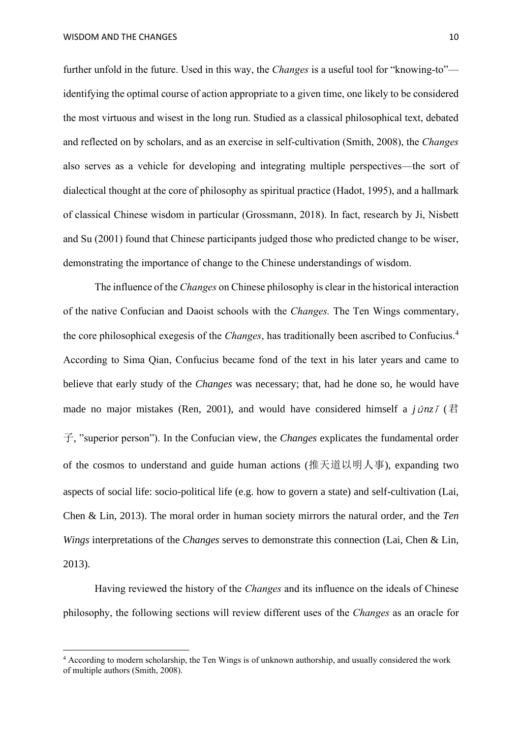further unfold in the future. Used in this way, the *Changes* is a useful tool for "knowing-to"—identifying the optimal course of action appropriate to a given time, one likely to be considered the most virtuous and wisest in the long run. Studied as a classical philosophical text, debated and reflected on by scholars, and as an exercise in self-cultivation (Smith, 2008), the *Changes* also serves as a vehicle for developing and integrating multiple perspectives—the sort of dialectical thought at the core of philosophy as spiritual practice (Hadot, 1995), and a hallmark of classical Chinese wisdom in particular (Grossmann, 2018). In fact, research by Ji, Nisbett and Su (2001) found that Chinese participants judged those who predicted change to be wiser, demonstrating the importance of change to the Chinese understandings of wisdom.

The influence of the *Changes* on Chinese philosophy is clear in the historical interaction of the native Confucian and Daoist schools with the *Changes.* The Ten Wings commentary, the core philosophical exegesis of the *Changes*, has traditionally been ascribed to Confucius.[4] According to Sima Qian, Confucius became fond of the text in his later years and came to believe that early study of the *Changes* was necessary; that, had he done so, he would have made no major mistakes (Ren, 2001), and would have considered himself a *jūnzǐ* (君子, "superior person"). In the Confucian view, the *Changes* explicates the fundamental order of the cosmos to understand and guide human actions (推天道以明人事), expanding two aspects of social life: socio-political life (e.g. how to govern a state) and self-cultivation (Lai, Chen & Lin, 2013). The moral order in human society mirrors the natural order, and the *Ten Wings* interpretations of the *Changes* serves to demonstrate this connection (Lai, Chen & Lin, 2013).

Having reviewed the history of the *Changes* and its influence on the ideals of Chinese philosophy, the following sections will review different uses of the *Changes* as an oracle for

[4] According to modern scholarship, the Ten Wings is of unknown authorship, and usually considered the work of multiple authors (Smith, 2008).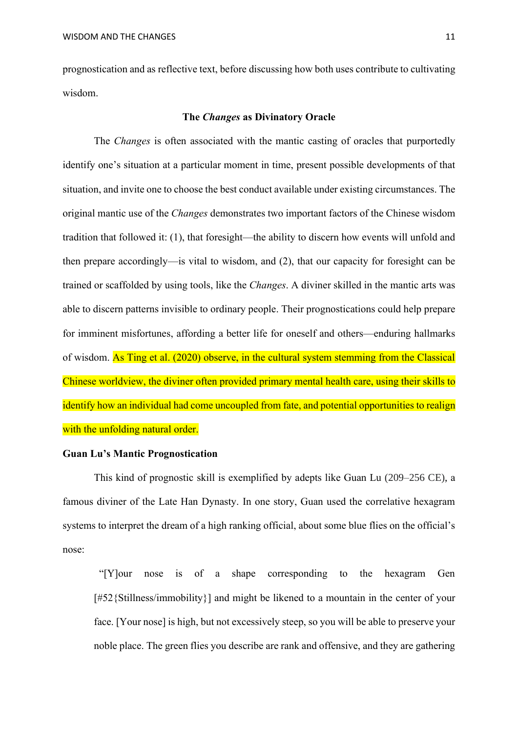prognostication and as reflective text, before discussing how both uses contribute to cultivating wisdom.

## The *Changes* as Divinatory Oracle

The *Changes* is often associated with the mantic casting of oracles that purportedly identify one's situation at a particular moment in time, present possible developments of that situation, and invite one to choose the best conduct available under existing circumstances. The original mantic use of the *Changes* demonstrates two important factors of the Chinese wisdom tradition that followed it: (1), that foresight—the ability to discern how events will unfold and then prepare accordingly—is vital to wisdom, and (2), that our capacity for foresight can be trained or scaffolded by using tools, like the *Changes*. A diviner skilled in the mantic arts was able to discern patterns invisible to ordinary people. Their prognostications could help prepare for imminent misfortunes, affording a better life for oneself and others—enduring hallmarks of wisdom. As Ting et al. (2020) observe, in the cultural system stemming from the Classical Chinese worldview, the diviner often provided primary mental health care, using their skills to identify how an individual had come uncoupled from fate, and potential opportunities to realign with the unfolding natural order.

### Guan Lu's Mantic Prognostication

This kind of prognostic skill is exemplified by adepts like Guan Lu (209–256 CE), a famous diviner of the Late Han Dynasty. In one story, Guan used the correlative hexagram systems to interpret the dream of a high ranking official, about some blue flies on the official's nose:

> "[Y]our nose is of a shape corresponding to the hexagram Gen [#52{Stillness/immobility}] and might be likened to a mountain in the center of your face. [Your nose] is high, but not excessively steep, so you will be able to preserve your noble place. The green flies you describe are rank and offensive, and they are gathering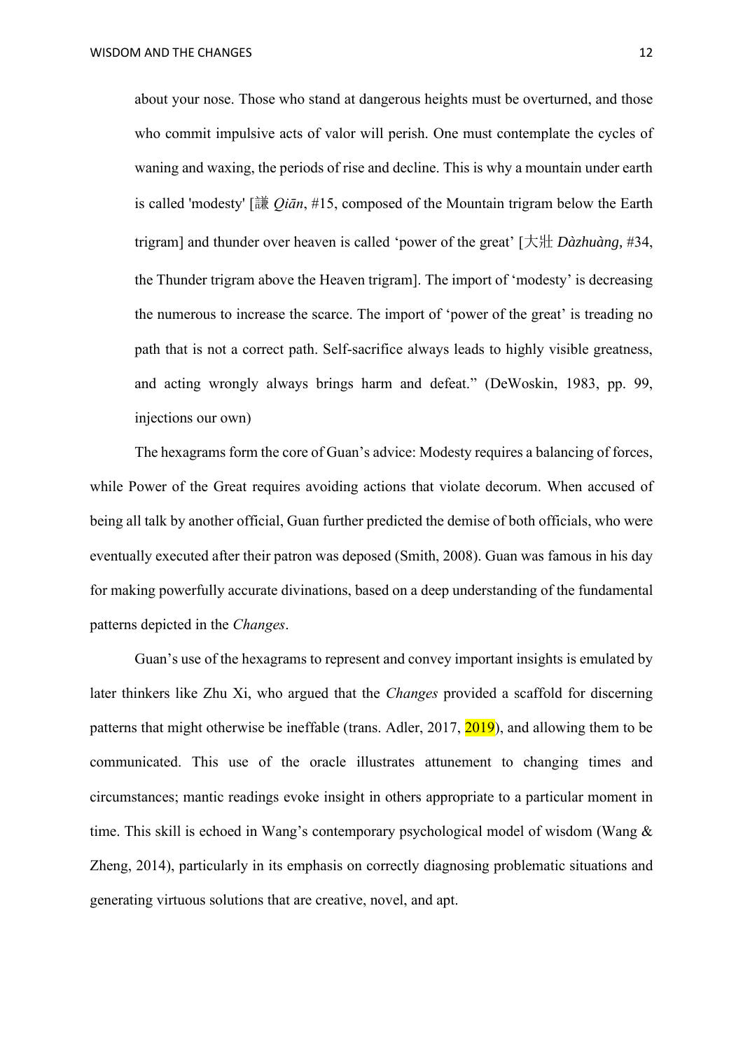about your nose. Those who stand at dangerous heights must be overturned, and those who commit impulsive acts of valor will perish. One must contemplate the cycles of waning and waxing, the periods of rise and decline. This is why a mountain under earth is called 'modesty' [謙 *Qiān*, #15, composed of the Mountain trigram below the Earth trigram] and thunder over heaven is called 'power of the great' [大壯 *Dàzhuàng*, #34, the Thunder trigram above the Heaven trigram]. The import of 'modesty' is decreasing the numerous to increase the scarce. The import of 'power of the great' is treading no path that is not a correct path. Self-sacrifice always leads to highly visible greatness, and acting wrongly always brings harm and defeat." (DeWoskin, 1983, pp. 99, injections our own)

The hexagrams form the core of Guan's advice: Modesty requires a balancing of forces, while Power of the Great requires avoiding actions that violate decorum. When accused of being all talk by another official, Guan further predicted the demise of both officials, who were eventually executed after their patron was deposed (Smith, 2008). Guan was famous in his day for making powerfully accurate divinations, based on a deep understanding of the fundamental patterns depicted in the *Changes*.

Guan's use of the hexagrams to represent and convey important insights is emulated by later thinkers like Zhu Xi, who argued that the *Changes* provided a scaffold for discerning patterns that might otherwise be ineffable (trans. Adler, 2017, 2019), and allowing them to be communicated. This use of the oracle illustrates attunement to changing times and circumstances; mantic readings evoke insight in others appropriate to a particular moment in time. This skill is echoed in Wang's contemporary psychological model of wisdom (Wang & Zheng, 2014), particularly in its emphasis on correctly diagnosing problematic situations and generating virtuous solutions that are creative, novel, and apt.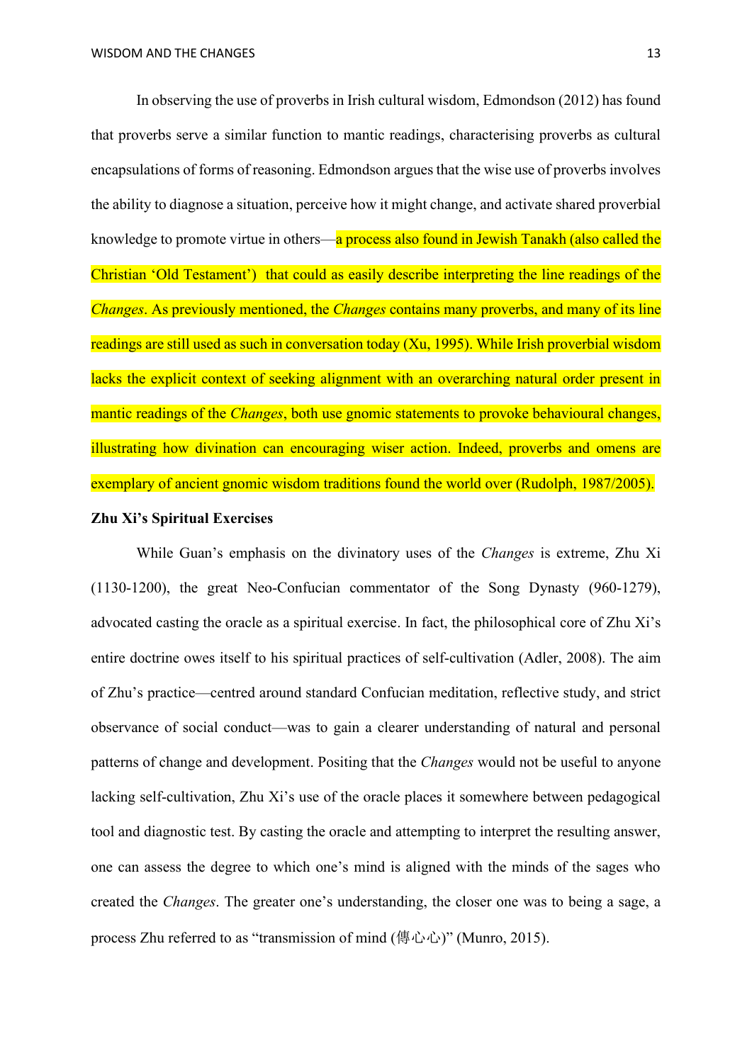In observing the use of proverbs in Irish cultural wisdom, Edmondson (2012) has found that proverbs serve a similar function to mantic readings, characterising proverbs as cultural encapsulations of forms of reasoning. Edmondson argues that the wise use of proverbs involves the ability to diagnose a situation, perceive how it might change, and activate shared proverbial knowledge to promote virtue in others—a process also found in Jewish Tanakh (also called the Christian 'Old Testament') that could as easily describe interpreting the line readings of the *Changes*. As previously mentioned, the *Changes* contains many proverbs, and many of its line readings are still used as such in conversation today (Xu, 1995). While Irish proverbial wisdom lacks the explicit context of seeking alignment with an overarching natural order present in mantic readings of the *Changes*, both use gnomic statements to provoke behavioural changes, illustrating how divination can encouraging wiser action. Indeed, proverbs and omens are exemplary of ancient gnomic wisdom traditions found the world over (Rudolph, 1987/2005).

**Zhu Xi's Spiritual Exercises**

While Guan's emphasis on the divinatory uses of the *Changes* is extreme, Zhu Xi (1130-1200), the great Neo-Confucian commentator of the Song Dynasty (960-1279), advocated casting the oracle as a spiritual exercise. In fact, the philosophical core of Zhu Xi's entire doctrine owes itself to his spiritual practices of self-cultivation (Adler, 2008). The aim of Zhu's practice—centred around standard Confucian meditation, reflective study, and strict observance of social conduct—was to gain a clearer understanding of natural and personal patterns of change and development. Positing that the *Changes* would not be useful to anyone lacking self-cultivation, Zhu Xi's use of the oracle places it somewhere between pedagogical tool and diagnostic test. By casting the oracle and attempting to interpret the resulting answer, one can assess the degree to which one's mind is aligned with the minds of the sages who created the *Changes*. The greater one's understanding, the closer one was to being a sage, a process Zhu referred to as "transmission of mind (傳心心)" (Munro, 2015).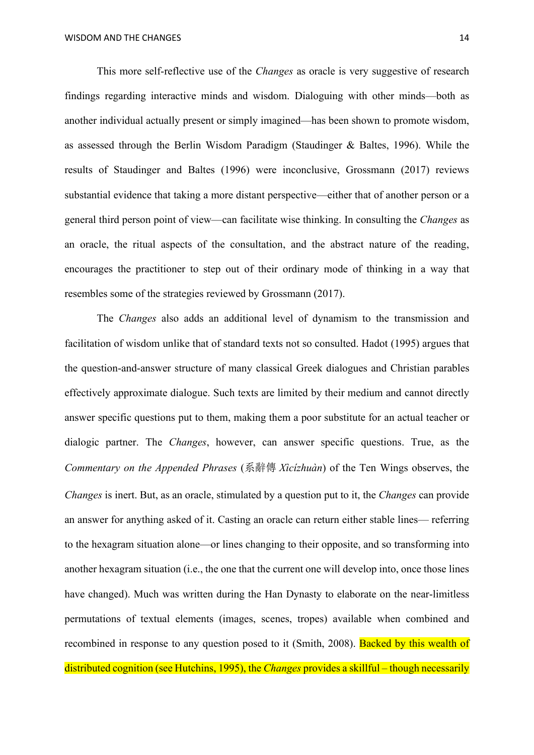This more self-reflective use of the *Changes* as oracle is very suggestive of research findings regarding interactive minds and wisdom. Dialoguing with other minds—both as another individual actually present or simply imagined—has been shown to promote wisdom, as assessed through the Berlin Wisdom Paradigm (Staudinger & Baltes, 1996). While the results of Staudinger and Baltes (1996) were inconclusive, Grossmann (2017) reviews substantial evidence that taking a more distant perspective—either that of another person or a general third person point of view—can facilitate wise thinking. In consulting the *Changes* as an oracle, the ritual aspects of the consultation, and the abstract nature of the reading, encourages the practitioner to step out of their ordinary mode of thinking in a way that resembles some of the strategies reviewed by Grossmann (2017).

The *Changes* also adds an additional level of dynamism to the transmission and facilitation of wisdom unlike that of standard texts not so consulted. Hadot (1995) argues that the question-and-answer structure of many classical Greek dialogues and Christian parables effectively approximate dialogue. Such texts are limited by their medium and cannot directly answer specific questions put to them, making them a poor substitute for an actual teacher or dialogic partner. The *Changes*, however, can answer specific questions. True, as the *Commentary on the Appended Phrases* (系辭傳 *Xìcízhuàn*) of the Ten Wings observes, the *Changes* is inert. But, as an oracle, stimulated by a question put to it, the *Changes* can provide an answer for anything asked of it. Casting an oracle can return either stable lines— referring to the hexagram situation alone—or lines changing to their opposite, and so transforming into another hexagram situation (i.e., the one that the current one will develop into, once those lines have changed). Much was written during the Han Dynasty to elaborate on the near-limitless permutations of textual elements (images, scenes, tropes) available when combined and recombined in response to any question posed to it (Smith, 2008). Backed by this wealth of distributed cognition (see Hutchins, 1995), the *Changes* provides a skillful – though necessarily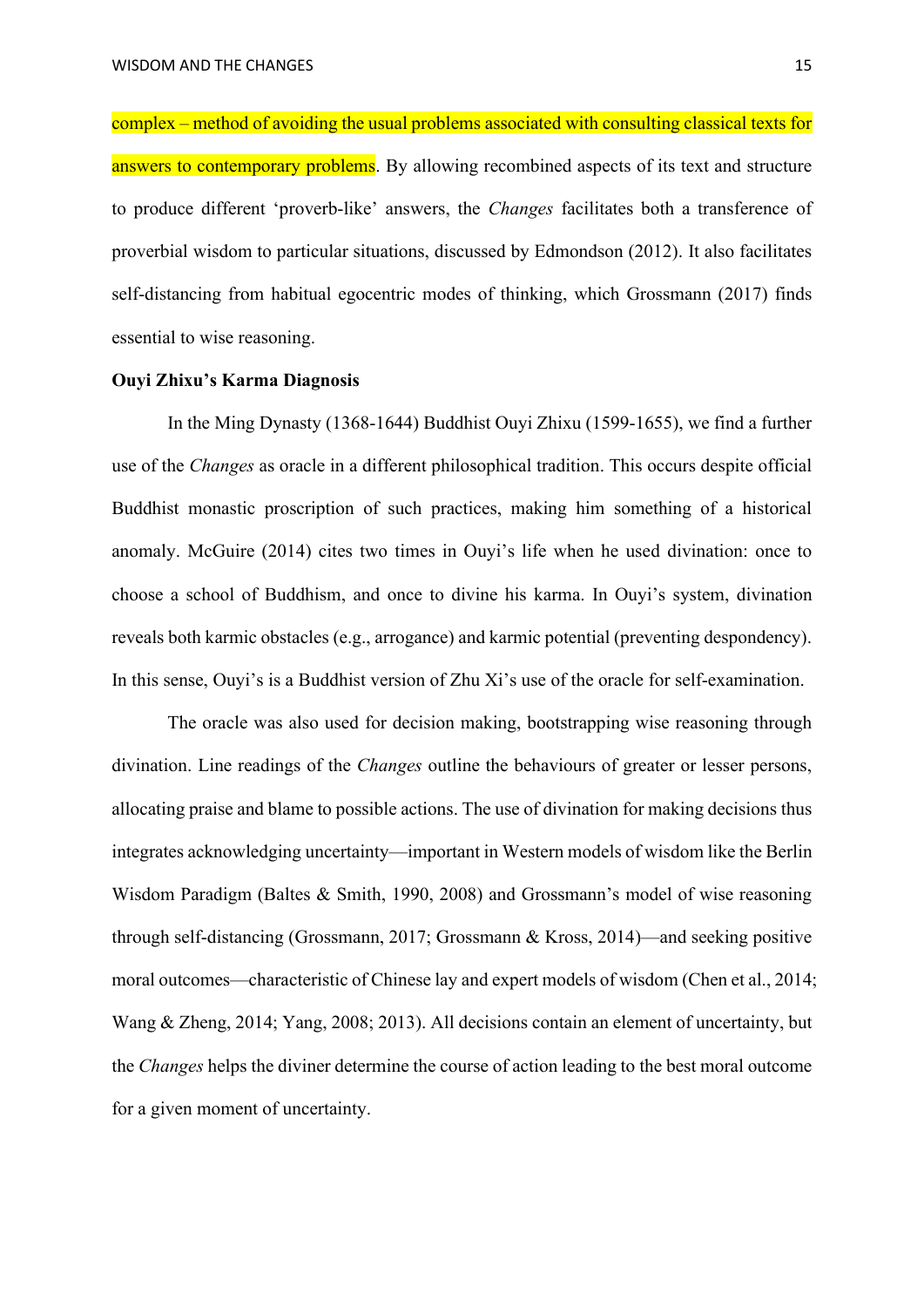complex – method of avoiding the usual problems associated with consulting classical texts for answers to contemporary problems. By allowing recombined aspects of its text and structure to produce different 'proverb-like' answers, the *Changes* facilitates both a transference of proverbial wisdom to particular situations, discussed by Edmondson (2012). It also facilitates self-distancing from habitual egocentric modes of thinking, which Grossmann (2017) finds essential to wise reasoning.

**Ouyi Zhixu's Karma Diagnosis**

In the Ming Dynasty (1368-1644) Buddhist Ouyi Zhixu (1599-1655), we find a further use of the *Changes* as oracle in a different philosophical tradition. This occurs despite official Buddhist monastic proscription of such practices, making him something of a historical anomaly. McGuire (2014) cites two times in Ouyi's life when he used divination: once to choose a school of Buddhism, and once to divine his karma. In Ouyi's system, divination reveals both karmic obstacles (e.g., arrogance) and karmic potential (preventing despondency). In this sense, Ouyi's is a Buddhist version of Zhu Xi's use of the oracle for self-examination.

The oracle was also used for decision making, bootstrapping wise reasoning through divination. Line readings of the *Changes* outline the behaviours of greater or lesser persons, allocating praise and blame to possible actions. The use of divination for making decisions thus integrates acknowledging uncertainty—important in Western models of wisdom like the Berlin Wisdom Paradigm (Baltes & Smith, 1990, 2008) and Grossmann's model of wise reasoning through self-distancing (Grossmann, 2017; Grossmann & Kross, 2014)—and seeking positive moral outcomes—characteristic of Chinese lay and expert models of wisdom (Chen et al., 2014; Wang & Zheng, 2014; Yang, 2008; 2013). All decisions contain an element of uncertainty, but the *Changes* helps the diviner determine the course of action leading to the best moral outcome for a given moment of uncertainty.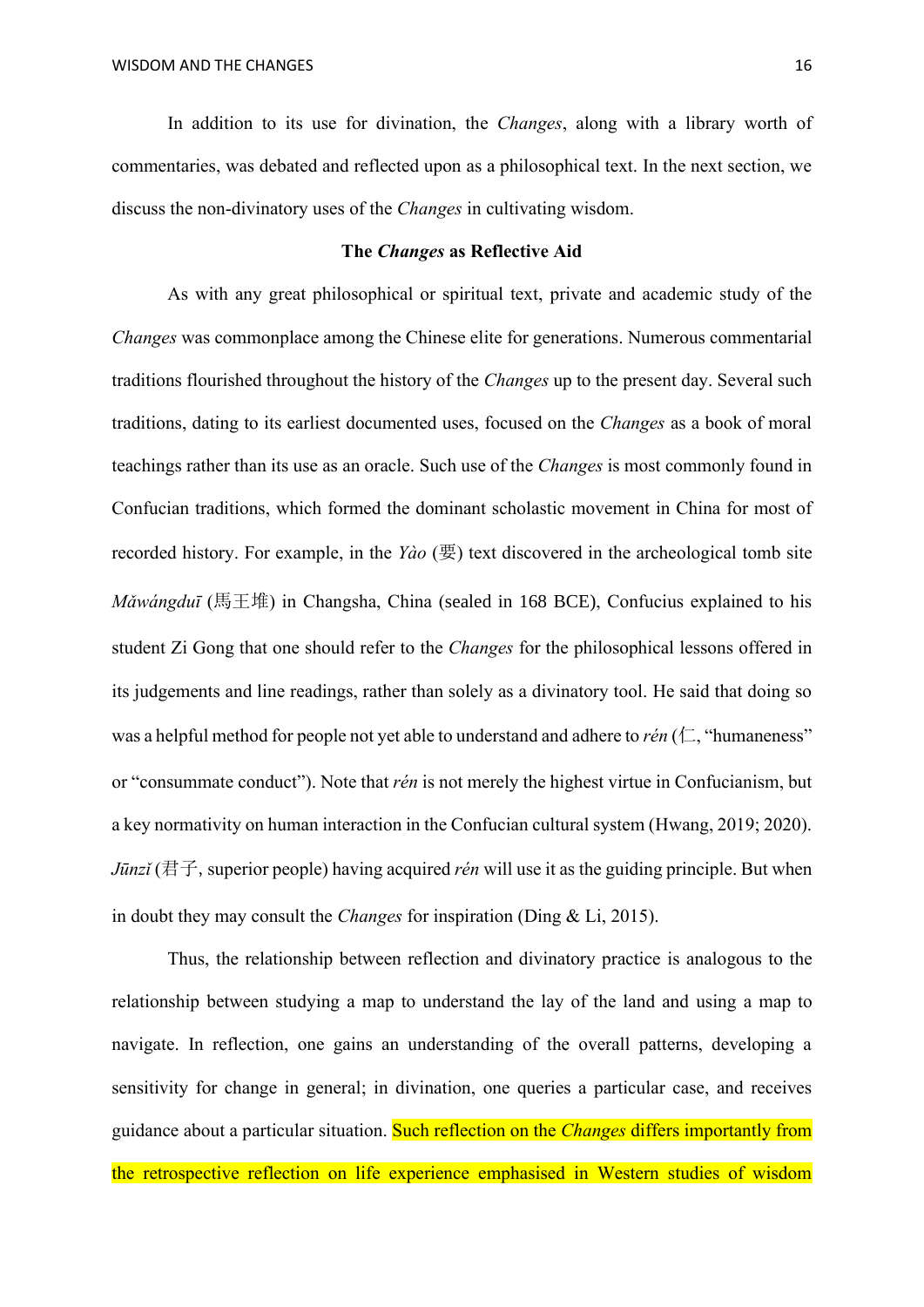In addition to its use for divination, the *Changes*, along with a library worth of commentaries, was debated and reflected upon as a philosophical text. In the next section, we discuss the non-divinatory uses of the *Changes* in cultivating wisdom.

## The *Changes* as Reflective Aid

As with any great philosophical or spiritual text, private and academic study of the *Changes* was commonplace among the Chinese elite for generations. Numerous commentarial traditions flourished throughout the history of the *Changes* up to the present day. Several such traditions, dating to its earliest documented uses, focused on the *Changes* as a book of moral teachings rather than its use as an oracle. Such use of the *Changes* is most commonly found in Confucian traditions, which formed the dominant scholastic movement in China for most of recorded history. For example, in the *Yào* (要) text discovered in the archeological tomb site *Mǎwángduī* (馬王堆) in Changsha, China (sealed in 168 BCE), Confucius explained to his student Zi Gong that one should refer to the *Changes* for the philosophical lessons offered in its judgements and line readings, rather than solely as a divinatory tool. He said that doing so was a helpful method for people not yet able to understand and adhere to *rén* (仁, "humaneness" or "consummate conduct"). Note that *rén* is not merely the highest virtue in Confucianism, but a key normativity on human interaction in the Confucian cultural system (Hwang, 2019; 2020). *Jūnzǐ* (君子, superior people) having acquired *rén* will use it as the guiding principle. But when in doubt they may consult the *Changes* for inspiration (Ding & Li, 2015).

Thus, the relationship between reflection and divinatory practice is analogous to the relationship between studying a map to understand the lay of the land and using a map to navigate. In reflection, one gains an understanding of the overall patterns, developing a sensitivity for change in general; in divination, one queries a particular case, and receives guidance about a particular situation. Such reflection on the *Changes* differs importantly from the retrospective reflection on life experience emphasised in Western studies of wisdom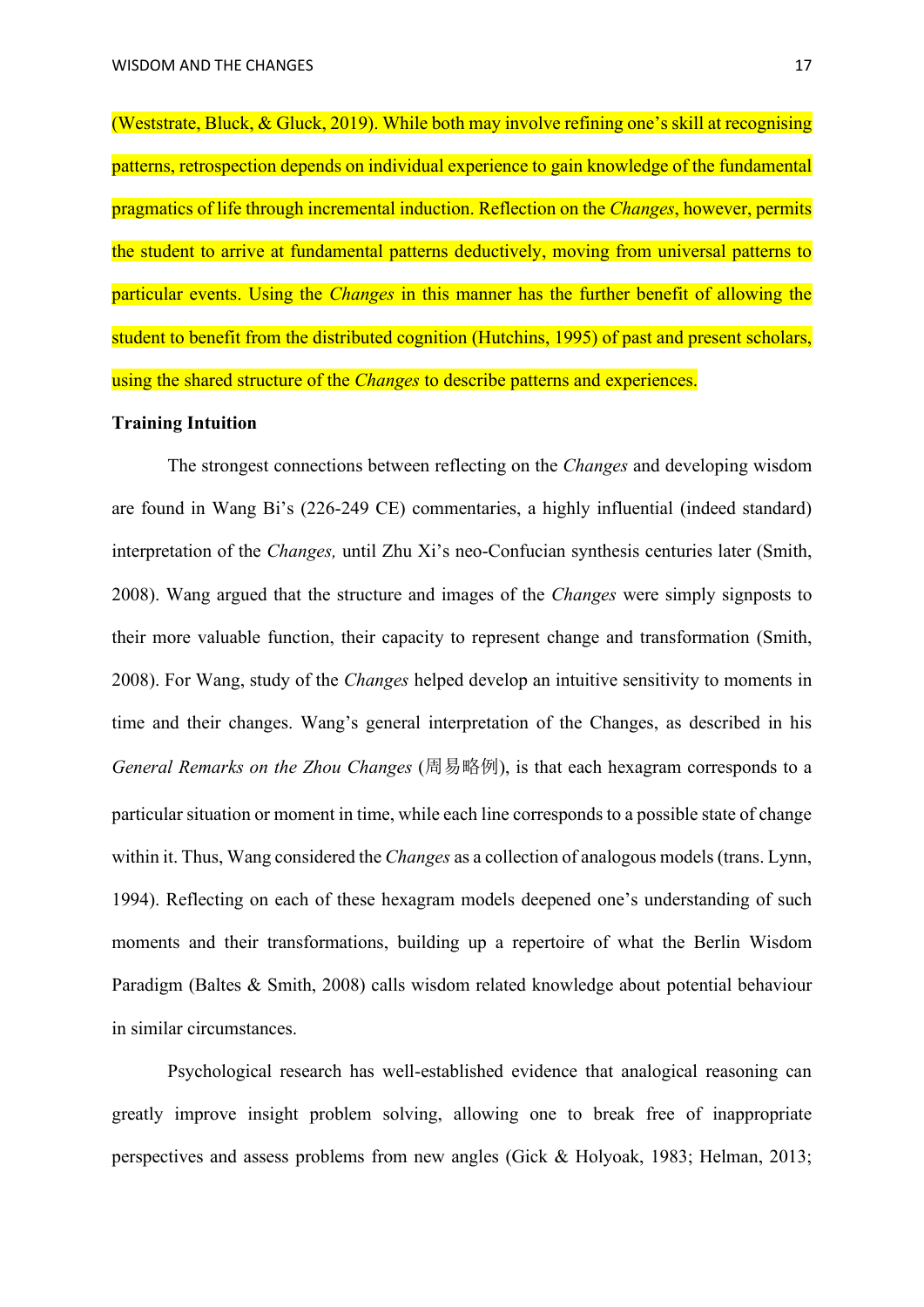(Weststrate, Bluck, & Gluck, 2019). While both may involve refining one's skill at recognising patterns, retrospection depends on individual experience to gain knowledge of the fundamental pragmatics of life through incremental induction. Reflection on the *Changes*, however, permits the student to arrive at fundamental patterns deductively, moving from universal patterns to particular events. Using the *Changes* in this manner has the further benefit of allowing the student to benefit from the distributed cognition (Hutchins, 1995) of past and present scholars, using the shared structure of the *Changes* to describe patterns and experiences.

**Training Intuition**

The strongest connections between reflecting on the *Changes* and developing wisdom are found in Wang Bi's (226-249 CE) commentaries, a highly influential (indeed standard) interpretation of the *Changes,* until Zhu Xi's neo-Confucian synthesis centuries later (Smith, 2008). Wang argued that the structure and images of the *Changes* were simply signposts to their more valuable function, their capacity to represent change and transformation (Smith, 2008). For Wang, study of the *Changes* helped develop an intuitive sensitivity to moments in time and their changes. Wang's general interpretation of the Changes, as described in his *General Remarks on the Zhou Changes* (周易略例), is that each hexagram corresponds to a particular situation or moment in time, while each line corresponds to a possible state of change within it. Thus, Wang considered the *Changes* as a collection of analogous models (trans. Lynn, 1994). Reflecting on each of these hexagram models deepened one's understanding of such moments and their transformations, building up a repertoire of what the Berlin Wisdom Paradigm (Baltes & Smith, 2008) calls wisdom related knowledge about potential behaviour in similar circumstances.

Psychological research has well-established evidence that analogical reasoning can greatly improve insight problem solving, allowing one to break free of inappropriate perspectives and assess problems from new angles (Gick & Holyoak, 1983; Helman, 2013;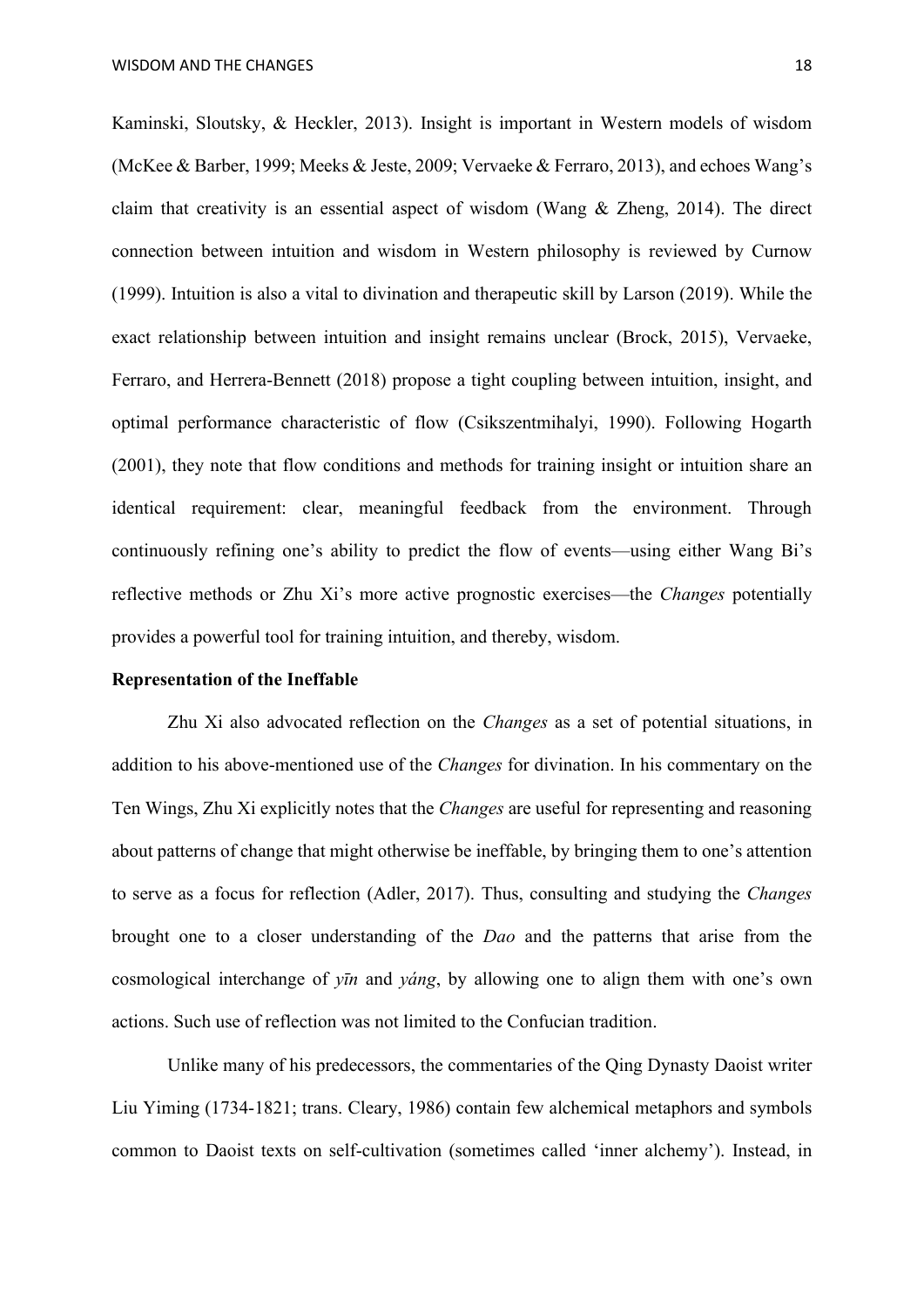Kaminski, Sloutsky, & Heckler, 2013). Insight is important in Western models of wisdom (McKee & Barber, 1999; Meeks & Jeste, 2009; Vervaeke & Ferraro, 2013), and echoes Wang's claim that creativity is an essential aspect of wisdom (Wang & Zheng, 2014). The direct connection between intuition and wisdom in Western philosophy is reviewed by Curnow (1999). Intuition is also a vital to divination and therapeutic skill by Larson (2019). While the exact relationship between intuition and insight remains unclear (Brock, 2015), Vervaeke, Ferraro, and Herrera-Bennett (2018) propose a tight coupling between intuition, insight, and optimal performance characteristic of flow (Csikszentmihalyi, 1990). Following Hogarth (2001), they note that flow conditions and methods for training insight or intuition share an identical requirement: clear, meaningful feedback from the environment. Through continuously refining one's ability to predict the flow of events—using either Wang Bi's reflective methods or Zhu Xi's more active prognostic exercises—the *Changes* potentially provides a powerful tool for training intuition, and thereby, wisdom.

**Representation of the Ineffable**

Zhu Xi also advocated reflection on the *Changes* as a set of potential situations, in addition to his above-mentioned use of the *Changes* for divination. In his commentary on the Ten Wings, Zhu Xi explicitly notes that the *Changes* are useful for representing and reasoning about patterns of change that might otherwise be ineffable, by bringing them to one's attention to serve as a focus for reflection (Adler, 2017). Thus, consulting and studying the *Changes* brought one to a closer understanding of the *Dao* and the patterns that arise from the cosmological interchange of *yīn* and *yáng*, by allowing one to align them with one's own actions. Such use of reflection was not limited to the Confucian tradition.

Unlike many of his predecessors, the commentaries of the Qing Dynasty Daoist writer Liu Yiming (1734-1821; trans. Cleary, 1986) contain few alchemical metaphors and symbols common to Daoist texts on self-cultivation (sometimes called 'inner alchemy'). Instead, in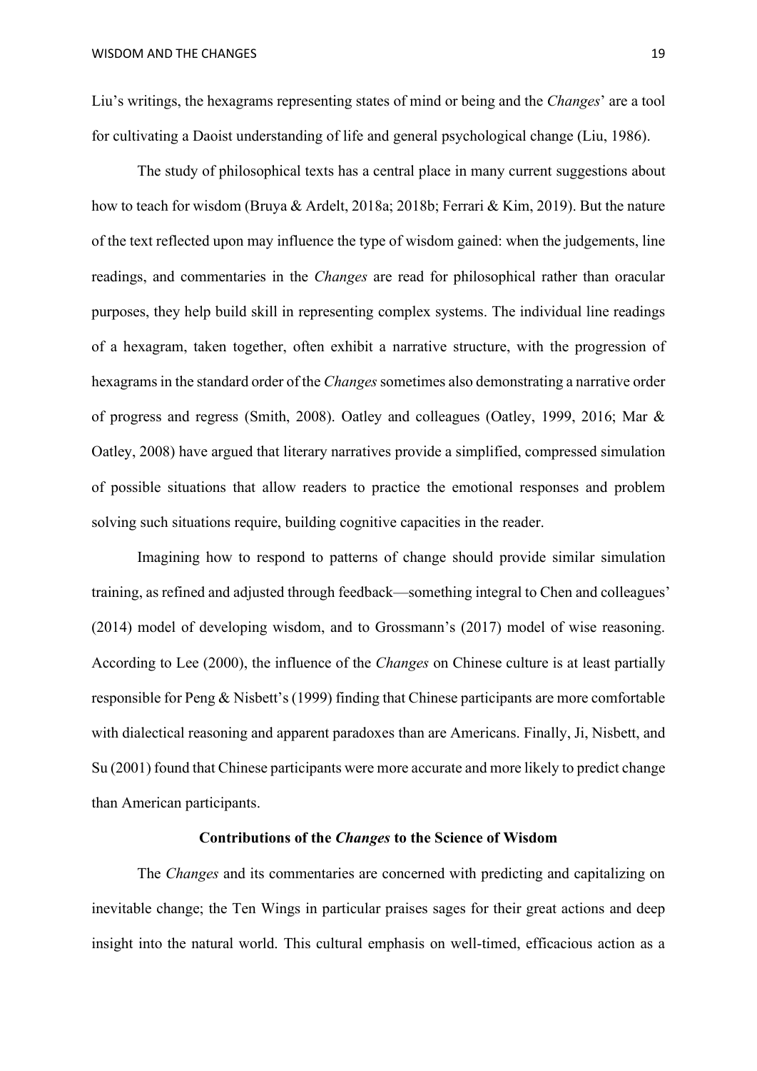Liu's writings, the hexagrams representing states of mind or being and the *Changes*' are a tool for cultivating a Daoist understanding of life and general psychological change (Liu, 1986).

The study of philosophical texts has a central place in many current suggestions about how to teach for wisdom (Bruya & Ardelt, 2018a; 2018b; Ferrari & Kim, 2019). But the nature of the text reflected upon may influence the type of wisdom gained: when the judgements, line readings, and commentaries in the *Changes* are read for philosophical rather than oracular purposes, they help build skill in representing complex systems. The individual line readings of a hexagram, taken together, often exhibit a narrative structure, with the progression of hexagrams in the standard order of the *Changes* sometimes also demonstrating a narrative order of progress and regress (Smith, 2008). Oatley and colleagues (Oatley, 1999, 2016; Mar & Oatley, 2008) have argued that literary narratives provide a simplified, compressed simulation of possible situations that allow readers to practice the emotional responses and problem solving such situations require, building cognitive capacities in the reader.

Imagining how to respond to patterns of change should provide similar simulation training, as refined and adjusted through feedback—something integral to Chen and colleagues' (2014) model of developing wisdom, and to Grossmann's (2017) model of wise reasoning. According to Lee (2000), the influence of the *Changes* on Chinese culture is at least partially responsible for Peng & Nisbett's (1999) finding that Chinese participants are more comfortable with dialectical reasoning and apparent paradoxes than are Americans. Finally, Ji, Nisbett, and Su (2001) found that Chinese participants were more accurate and more likely to predict change than American participants.

## Contributions of the *Changes* to the Science of Wisdom

The *Changes* and its commentaries are concerned with predicting and capitalizing on inevitable change; the Ten Wings in particular praises sages for their great actions and deep insight into the natural world. This cultural emphasis on well-timed, efficacious action as a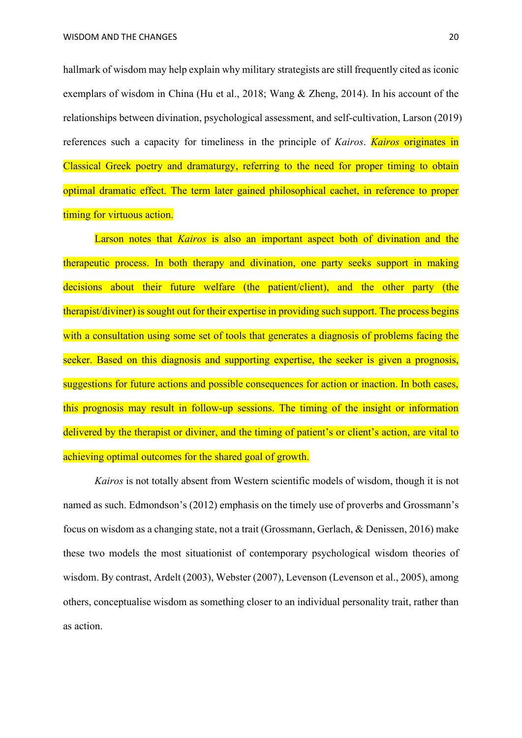hallmark of wisdom may help explain why military strategists are still frequently cited as iconic exemplars of wisdom in China (Hu et al., 2018; Wang & Zheng, 2014). In his account of the relationships between divination, psychological assessment, and self-cultivation, Larson (2019) references such a capacity for timeliness in the principle of *Kairos*. *Kairos* originates in Classical Greek poetry and dramaturgy, referring to the need for proper timing to obtain optimal dramatic effect. The term later gained philosophical cachet, in reference to proper timing for virtuous action.

Larson notes that *Kairos* is also an important aspect both of divination and the therapeutic process. In both therapy and divination, one party seeks support in making decisions about their future welfare (the patient/client), and the other party (the therapist/diviner) is sought out for their expertise in providing such support. The process begins with a consultation using some set of tools that generates a diagnosis of problems facing the seeker. Based on this diagnosis and supporting expertise, the seeker is given a prognosis, suggestions for future actions and possible consequences for action or inaction. In both cases, this prognosis may result in follow-up sessions. The timing of the insight or information delivered by the therapist or diviner, and the timing of patient's or client's action, are vital to achieving optimal outcomes for the shared goal of growth.

*Kairos* is not totally absent from Western scientific models of wisdom, though it is not named as such. Edmondson's (2012) emphasis on the timely use of proverbs and Grossmann's focus on wisdom as a changing state, not a trait (Grossmann, Gerlach, & Denissen, 2016) make these two models the most situationist of contemporary psychological wisdom theories of wisdom. By contrast, Ardelt (2003), Webster (2007), Levenson (Levenson et al., 2005), among others, conceptualise wisdom as something closer to an individual personality trait, rather than as action.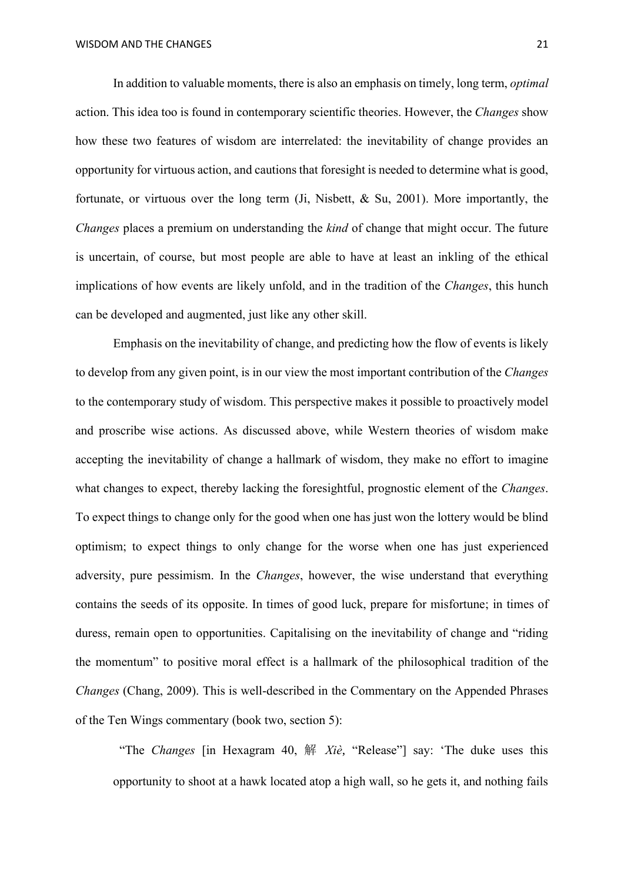In addition to valuable moments, there is also an emphasis on timely, long term, *optimal* action. This idea too is found in contemporary scientific theories. However, the *Changes* show how these two features of wisdom are interrelated: the inevitability of change provides an opportunity for virtuous action, and cautions that foresight is needed to determine what is good, fortunate, or virtuous over the long term (Ji, Nisbett, & Su, 2001). More importantly, the *Changes* places a premium on understanding the *kind* of change that might occur. The future is uncertain, of course, but most people are able to have at least an inkling of the ethical implications of how events are likely unfold, and in the tradition of the *Changes*, this hunch can be developed and augmented, just like any other skill.

Emphasis on the inevitability of change, and predicting how the flow of events is likely to develop from any given point, is in our view the most important contribution of the *Changes* to the contemporary study of wisdom. This perspective makes it possible to proactively model and proscribe wise actions. As discussed above, while Western theories of wisdom make accepting the inevitability of change a hallmark of wisdom, they make no effort to imagine what changes to expect, thereby lacking the foresightful, prognostic element of the *Changes*. To expect things to change only for the good when one has just won the lottery would be blind optimism; to expect things to only change for the worse when one has just experienced adversity, pure pessimism. In the *Changes*, however, the wise understand that everything contains the seeds of its opposite. In times of good luck, prepare for misfortune; in times of duress, remain open to opportunities. Capitalising on the inevitability of change and "riding the momentum" to positive moral effect is a hallmark of the philosophical tradition of the *Changes* (Chang, 2009). This is well-described in the Commentary on the Appended Phrases of the Ten Wings commentary (book two, section 5):

> "The *Changes* [in Hexagram 40, 解 *Xiè*, "Release"] say: 'The duke uses this opportunity to shoot at a hawk located atop a high wall, so he gets it, and nothing fails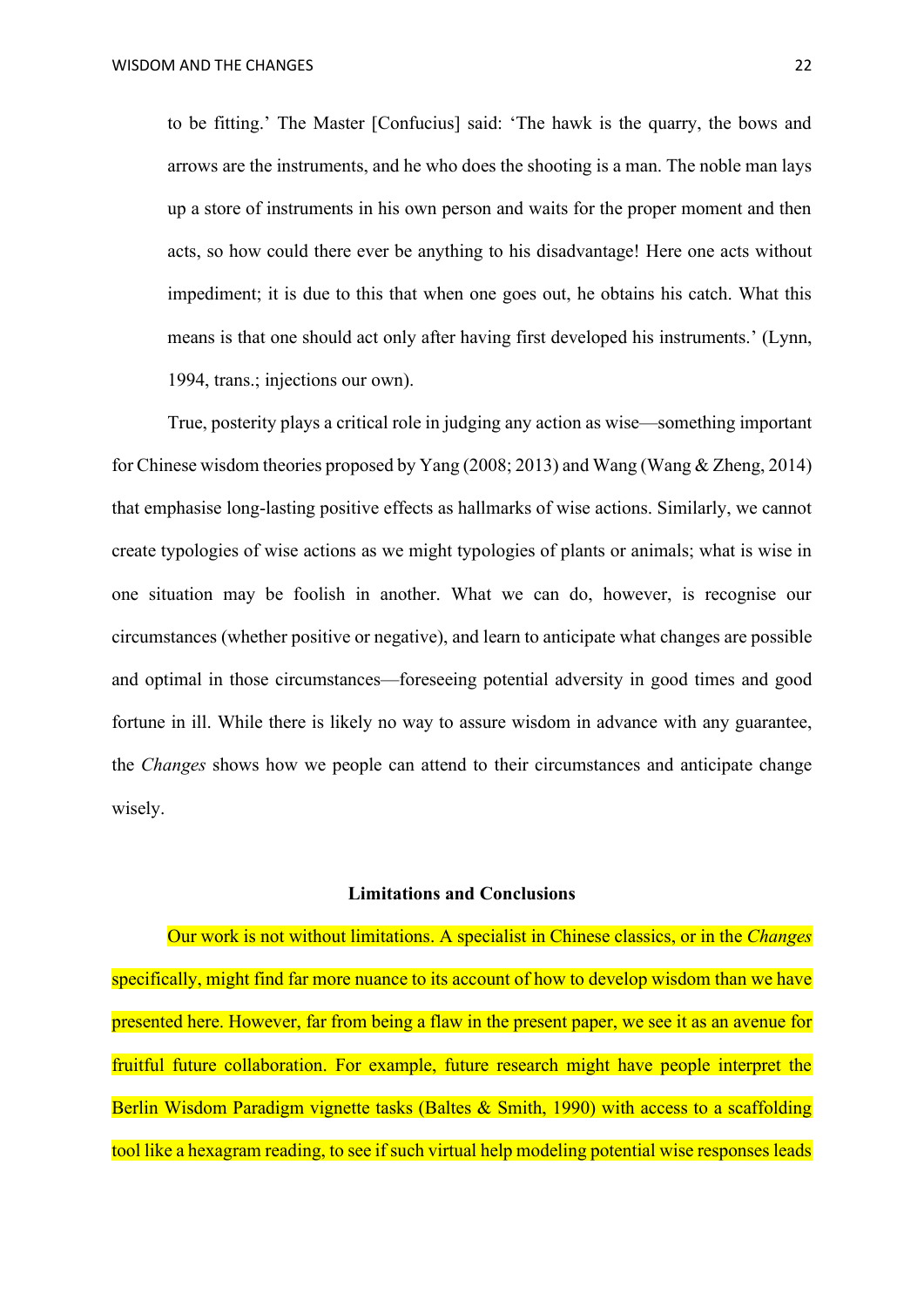> to be fitting.' The Master [Confucius] said: 'The hawk is the quarry, the bows and arrows are the instruments, and he who does the shooting is a man. The noble man lays up a store of instruments in his own person and waits for the proper moment and then acts, so how could there ever be anything to his disadvantage! Here one acts without impediment; it is due to this that when one goes out, he obtains his catch. What this means is that one should act only after having first developed his instruments.' (Lynn, 1994, trans.; injections our own).

True, posterity plays a critical role in judging any action as wise—something important for Chinese wisdom theories proposed by Yang (2008; 2013) and Wang (Wang & Zheng, 2014) that emphasise long-lasting positive effects as hallmarks of wise actions. Similarly, we cannot create typologies of wise actions as we might typologies of plants or animals; what is wise in one situation may be foolish in another. What we can do, however, is recognise our circumstances (whether positive or negative), and learn to anticipate what changes are possible and optimal in those circumstances—foreseeing potential adversity in good times and good fortune in ill. While there is likely no way to assure wisdom in advance with any guarantee, the *Changes* shows how we people can attend to their circumstances and anticipate change wisely.

**Limitations and Conclusions**

Our work is not without limitations. A specialist in Chinese classics, or in the *Changes* specifically, might find far more nuance to its account of how to develop wisdom than we have presented here. However, far from being a flaw in the present paper, we see it as an avenue for fruitful future collaboration. For example, future research might have people interpret the Berlin Wisdom Paradigm vignette tasks (Baltes & Smith, 1990) with access to a scaffolding tool like a hexagram reading, to see if such virtual help modeling potential wise responses leads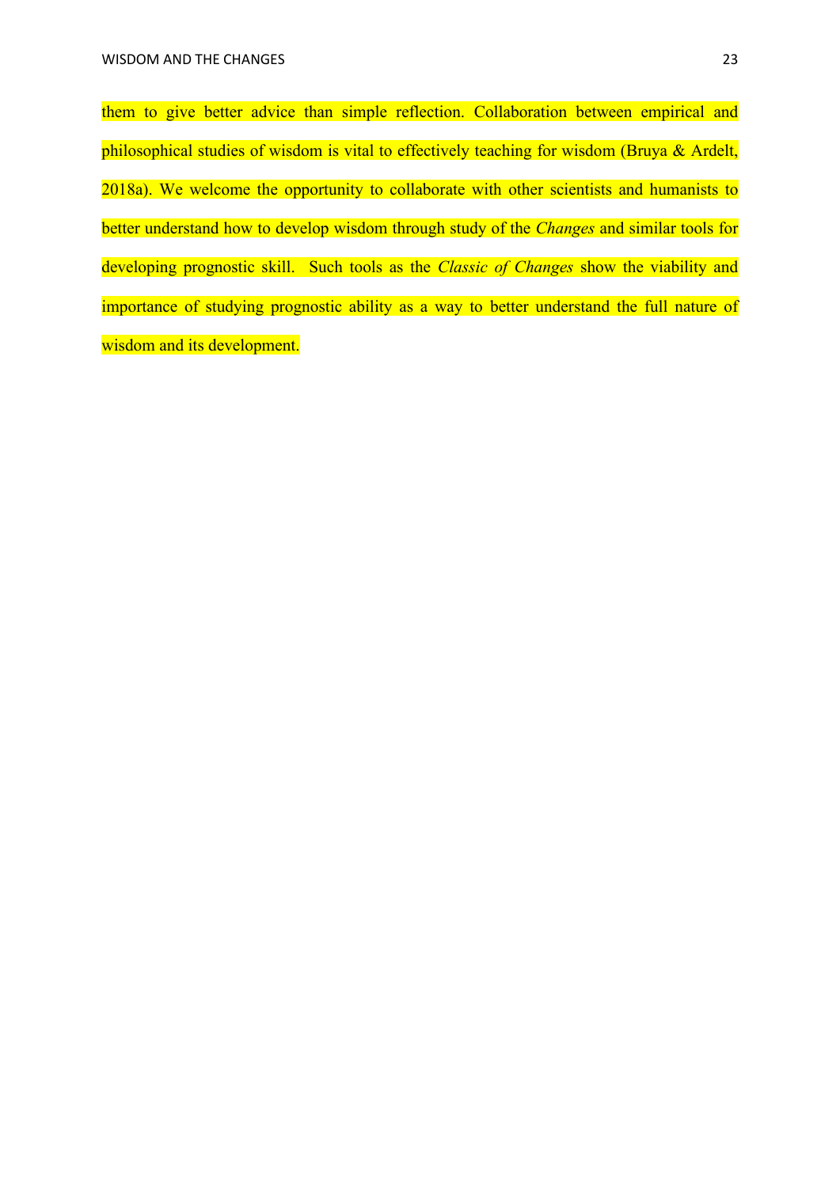them to give better advice than simple reflection. Collaboration between empirical and philosophical studies of wisdom is vital to effectively teaching for wisdom (Bruya & Ardelt, 2018a). We welcome the opportunity to collaborate with other scientists and humanists to better understand how to develop wisdom through study of the *Changes* and similar tools for developing prognostic skill. Such tools as the *Classic of Changes* show the viability and importance of studying prognostic ability as a way to better understand the full nature of wisdom and its development.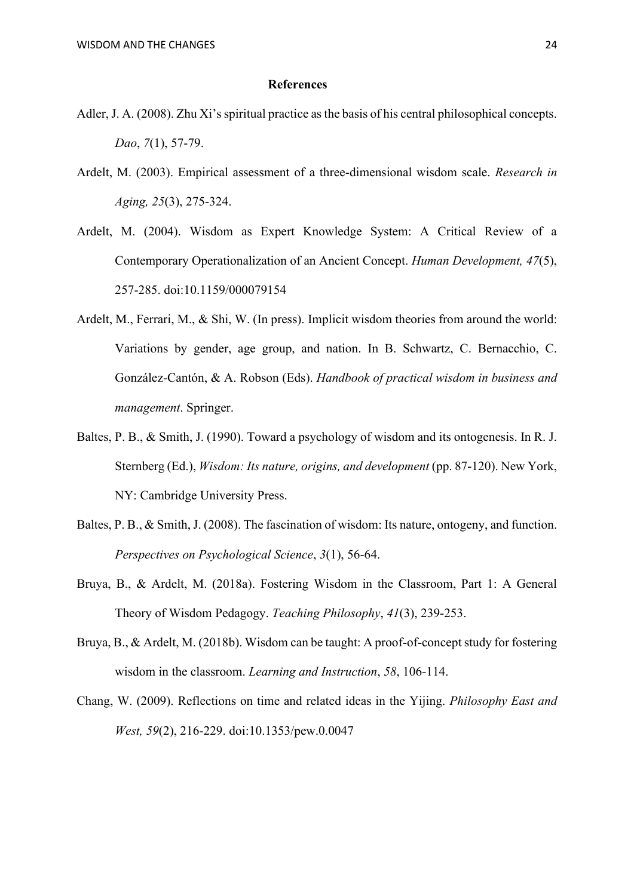## References

Adler, J. A. (2008). Zhu Xi's spiritual practice as the basis of his central philosophical concepts. *Dao*, *7*(1), 57-79.

Ardelt, M. (2003). Empirical assessment of a three-dimensional wisdom scale. *Research in Aging, 25*(3), 275-324.

Ardelt, M. (2004). Wisdom as Expert Knowledge System: A Critical Review of a Contemporary Operationalization of an Ancient Concept. *Human Development, 47*(5), 257-285. doi:10.1159/000079154

Ardelt, M., Ferrari, M., & Shi, W. (In press). Implicit wisdom theories from around the world: Variations by gender, age group, and nation. In B. Schwartz, C. Bernacchio, C. González-Cantón, & A. Robson (Eds). *Handbook of practical wisdom in business and management*. Springer.

Baltes, P. B., & Smith, J. (1990). Toward a psychology of wisdom and its ontogenesis. In R. J. Sternberg (Ed.), *Wisdom: Its nature, origins, and development* (pp. 87-120). New York, NY: Cambridge University Press.

Baltes, P. B., & Smith, J. (2008). The fascination of wisdom: Its nature, ontogeny, and function. *Perspectives on Psychological Science*, *3*(1), 56-64.

Bruya, B., & Ardelt, M. (2018a). Fostering Wisdom in the Classroom, Part 1: A General Theory of Wisdom Pedagogy. *Teaching Philosophy*, *41*(3), 239-253.

Bruya, B., & Ardelt, M. (2018b). Wisdom can be taught: A proof-of-concept study for fostering wisdom in the classroom. *Learning and Instruction*, *58*, 106-114.

Chang, W. (2009). Reflections on time and related ideas in the Yijing. *Philosophy East and West, 59*(2), 216-229. doi:10.1353/pew.0.0047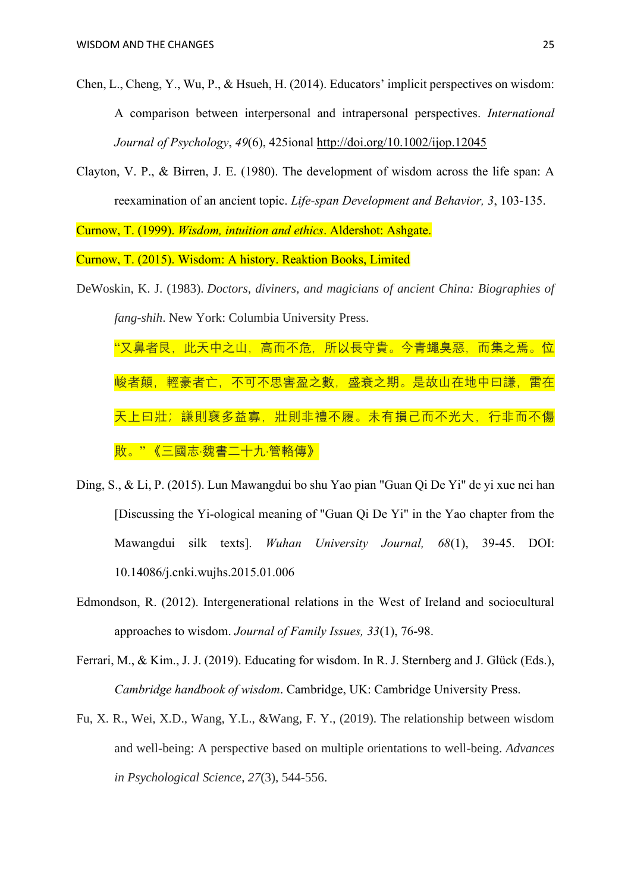Chen, L., Cheng, Y., Wu, P., & Hsueh, H. (2014). Educators' implicit perspectives on wisdom: A comparison between interpersonal and intrapersonal perspectives. *International Journal of Psychology*, *49*(6), 425ional http://doi.org/10.1002/ijop.12045

Clayton, V. P., & Birren, J. E. (1980). The development of wisdom across the life span: A reexamination of an ancient topic. *Life-span Development and Behavior, 3*, 103-135.

Curnow, T. (1999). *Wisdom, intuition and ethics*. Aldershot: Ashgate.

Curnow, T. (2015). Wisdom: A history. Reaktion Books, Limited

DeWoskin, K. J. (1983). *Doctors, diviners, and magicians of ancient China: Biographies of fang-shih*. New York: Columbia University Press.

"又鼻者艮，此天中之山，高而不危，所以長守貴。今青蠅臭惡，而集之焉。位峻者顛，輕豪者亡，不可不思害盈之數，盛衰之期。是故山在地中曰謙，雷在天上曰壯；謙則裒多益寡，壯則非禮不履。未有損己而不光大，行非而不傷敗。"《三國志·魏書二十九·管輅傳》

Ding, S., & Li, P. (2015). Lun Mawangdui bo shu Yao pian "Guan Qi De Yi" de yi xue nei han [Discussing the Yi-ological meaning of "Guan Qi De Yi" in the Yao chapter from the Mawangdui silk texts]. *Wuhan University Journal, 68*(1), 39-45. DOI: 10.14086/j.cnki.wujhs.2015.01.006

Edmondson, R. (2012). Intergenerational relations in the West of Ireland and sociocultural approaches to wisdom. *Journal of Family Issues, 33*(1), 76-98.

Ferrari, M., & Kim., J. J. (2019). Educating for wisdom. In R. J. Sternberg and J. Glück (Eds.), *Cambridge handbook of wisdom*. Cambridge, UK: Cambridge University Press.

Fu, X. R., Wei, X.D., Wang, Y.L., &Wang, F. Y., (2019). The relationship between wisdom and well-being: A perspective based on multiple orientations to well-being. *Advances in Psychological Science*, *27*(3), 544-556.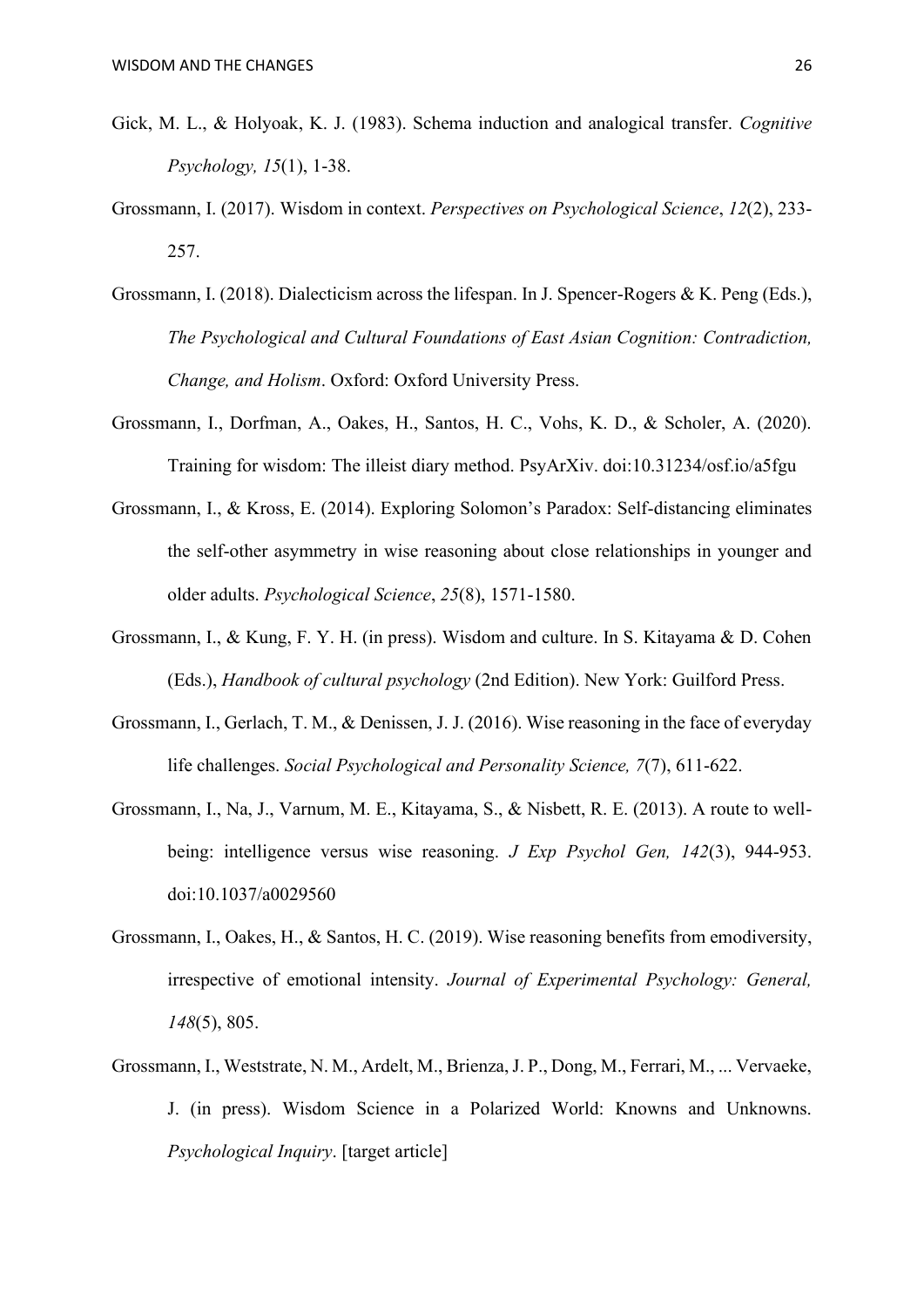Gick, M. L., & Holyoak, K. J. (1983). Schema induction and analogical transfer. *Cognitive Psychology, 15*(1), 1-38.

Grossmann, I. (2017). Wisdom in context. *Perspectives on Psychological Science*, *12*(2), 233-257.

Grossmann, I. (2018). Dialecticism across the lifespan. In J. Spencer-Rogers & K. Peng (Eds.), *The Psychological and Cultural Foundations of East Asian Cognition: Contradiction, Change, and Holism*. Oxford: Oxford University Press.

Grossmann, I., Dorfman, A., Oakes, H., Santos, H. C., Vohs, K. D., & Scholer, A. (2020). Training for wisdom: The illeist diary method. PsyArXiv. doi:10.31234/osf.io/a5fgu

Grossmann, I., & Kross, E. (2014). Exploring Solomon's Paradox: Self-distancing eliminates the self-other asymmetry in wise reasoning about close relationships in younger and older adults. *Psychological Science*, *25*(8), 1571-1580.

Grossmann, I., & Kung, F. Y. H. (in press). Wisdom and culture. In S. Kitayama & D. Cohen (Eds.), *Handbook of cultural psychology* (2nd Edition). New York: Guilford Press.

Grossmann, I., Gerlach, T. M., & Denissen, J. J. (2016). Wise reasoning in the face of everyday life challenges. *Social Psychological and Personality Science, 7*(7), 611-622.

Grossmann, I., Na, J., Varnum, M. E., Kitayama, S., & Nisbett, R. E. (2013). A route to well-being: intelligence versus wise reasoning. *J Exp Psychol Gen, 142*(3), 944-953. doi:10.1037/a0029560

Grossmann, I., Oakes, H., & Santos, H. C. (2019). Wise reasoning benefits from emodiversity, irrespective of emotional intensity. *Journal of Experimental Psychology: General, 148*(5), 805.

Grossmann, I., Weststrate, N. M., Ardelt, M., Brienza, J. P., Dong, M., Ferrari, M., ... Vervaeke, J. (in press). Wisdom Science in a Polarized World: Knowns and Unknowns. *Psychological Inquiry*. [target article]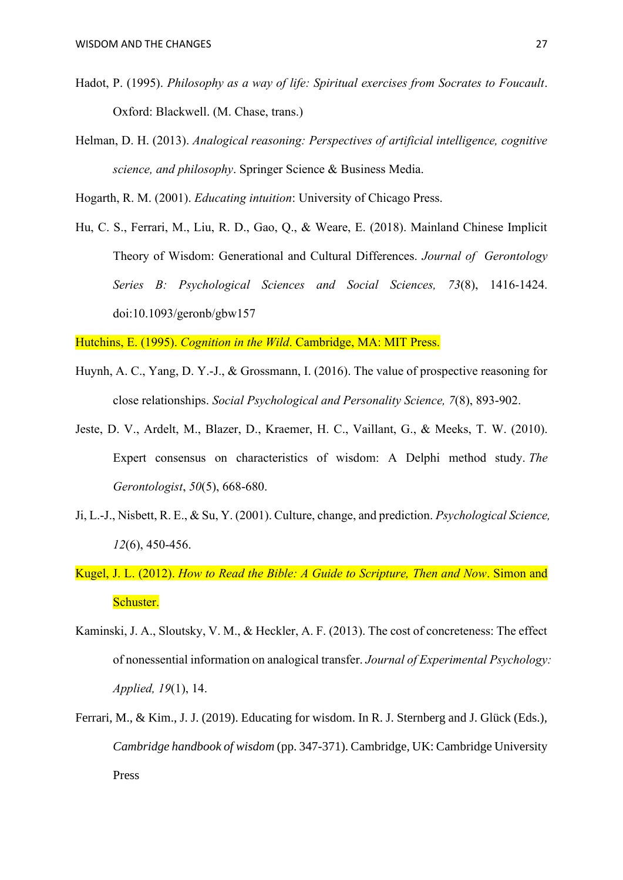Hadot, P. (1995). *Philosophy as a way of life: Spiritual exercises from Socrates to Foucault*. Oxford: Blackwell. (M. Chase, trans.)

Helman, D. H. (2013). *Analogical reasoning: Perspectives of artificial intelligence, cognitive science, and philosophy*. Springer Science & Business Media.

Hogarth, R. M. (2001). *Educating intuition*: University of Chicago Press.

Hu, C. S., Ferrari, M., Liu, R. D., Gao, Q., & Weare, E. (2018). Mainland Chinese Implicit Theory of Wisdom: Generational and Cultural Differences. *Journal of Gerontology Series B: Psychological Sciences and Social Sciences, 73*(8), 1416-1424. doi:10.1093/geronb/gbw157

Hutchins, E. (1995). *Cognition in the Wild*. Cambridge, MA: MIT Press.

Huynh, A. C., Yang, D. Y.-J., & Grossmann, I. (2016). The value of prospective reasoning for close relationships. *Social Psychological and Personality Science, 7*(8), 893-902.

Jeste, D. V., Ardelt, M., Blazer, D., Kraemer, H. C., Vaillant, G., & Meeks, T. W. (2010). Expert consensus on characteristics of wisdom: A Delphi method study. *The Gerontologist*, *50*(5), 668-680.

Ji, L.-J., Nisbett, R. E., & Su, Y. (2001). Culture, change, and prediction. *Psychological Science, 12*(6), 450-456.

Kugel, J. L. (2012). *How to Read the Bible: A Guide to Scripture, Then and Now*. Simon and Schuster.

Kaminski, J. A., Sloutsky, V. M., & Heckler, A. F. (2013). The cost of concreteness: The effect of nonessential information on analogical transfer. *Journal of Experimental Psychology: Applied, 19*(1), 14.

Ferrari, M., & Kim., J. J. (2019). Educating for wisdom. In R. J. Sternberg and J. Glück (Eds.), *Cambridge handbook of wisdom* (pp. 347-371). Cambridge, UK: Cambridge University Press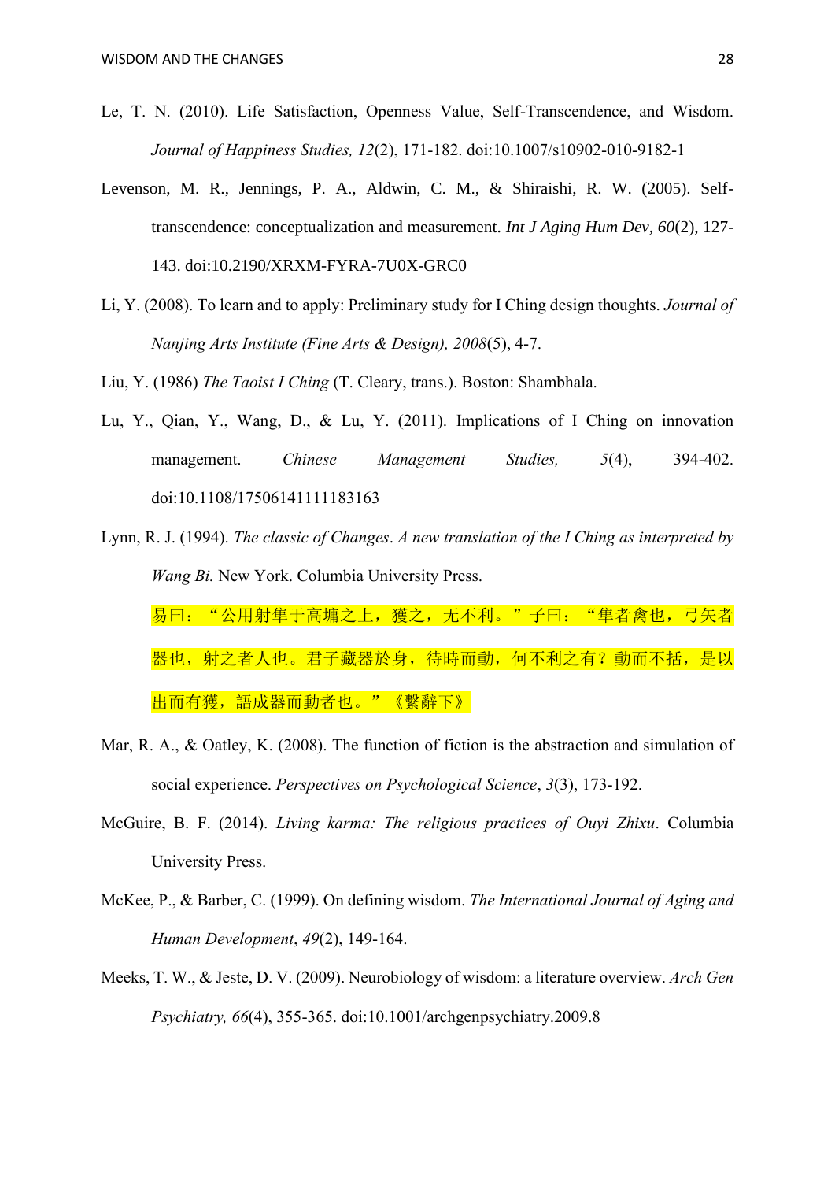Le, T. N. (2010). Life Satisfaction, Openness Value, Self-Transcendence, and Wisdom. *Journal of Happiness Studies, 12*(2), 171-182. doi:10.1007/s10902-010-9182-1

Levenson, M. R., Jennings, P. A., Aldwin, C. M., & Shiraishi, R. W. (2005). Self-transcendence: conceptualization and measurement. *Int J Aging Hum Dev, 60*(2), 127-143. doi:10.2190/XRXM-FYRA-7U0X-GRC0

Li, Y. (2008). To learn and to apply: Preliminary study for I Ching design thoughts. *Journal of Nanjing Arts Institute (Fine Arts & Design), 2008*(5), 4-7.

Liu, Y. (1986) *The Taoist I Ching* (T. Cleary, trans.). Boston: Shambhala.

Lu, Y., Qian, Y., Wang, D., & Lu, Y. (2011). Implications of I Ching on innovation management. *Chinese Management Studies, 5*(4), 394-402. doi:10.1108/17506141111183163

Lynn, R. J. (1994). *The classic of Changes*. *A new translation of the I Ching as interpreted by Wang Bi.* New York. Columbia University Press.

易曰：“公用射隼于高墉之上，獲之，无不利。”子曰：“隼者禽也，弓矢者器也，射之者人也。君子藏器於身，待時而動，何不利之有？動而不括，是以出而有獲，語成器而動者也。”《繫辭下》

Mar, R. A., & Oatley, K. (2008). The function of fiction is the abstraction and simulation of social experience. *Perspectives on Psychological Science*, *3*(3), 173-192.

McGuire, B. F. (2014). *Living karma: The religious practices of Ouyi Zhixu*. Columbia University Press.

McKee, P., & Barber, C. (1999). On defining wisdom. *The International Journal of Aging and Human Development*, *49*(2), 149-164.

Meeks, T. W., & Jeste, D. V. (2009). Neurobiology of wisdom: a literature overview. *Arch Gen Psychiatry, 66*(4), 355-365. doi:10.1001/archgenpsychiatry.2009.8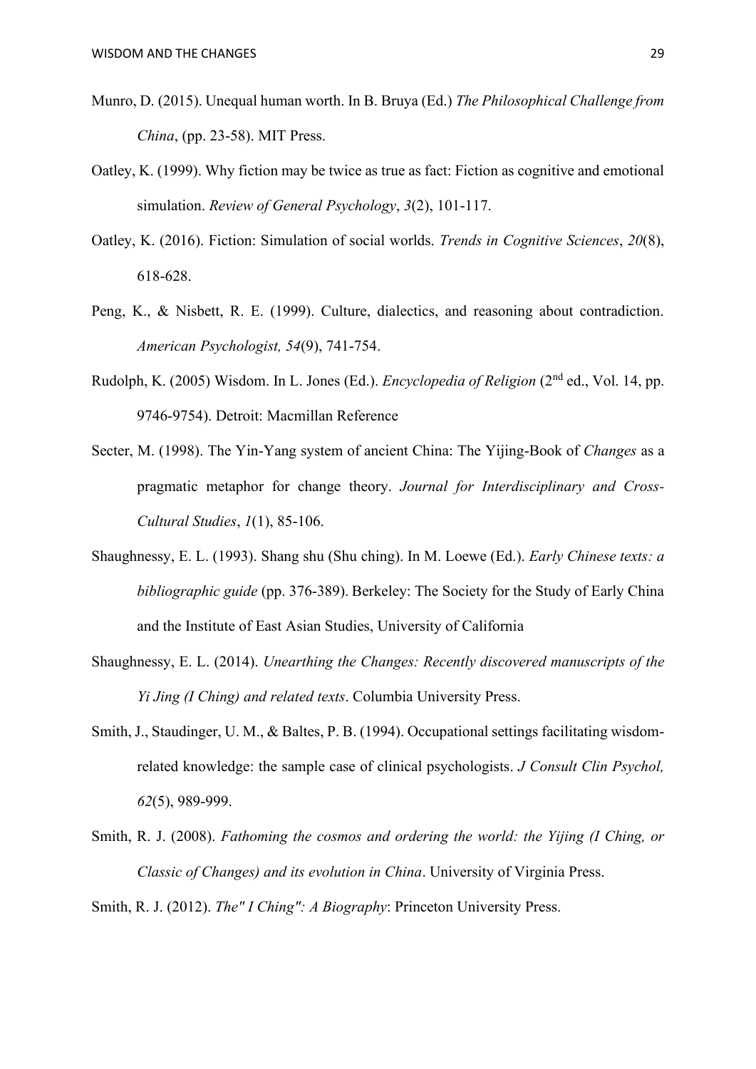Munro, D. (2015). Unequal human worth. In B. Bruya (Ed.) *The Philosophical Challenge from China*, (pp. 23-58). MIT Press.

Oatley, K. (1999). Why fiction may be twice as true as fact: Fiction as cognitive and emotional simulation. *Review of General Psychology*, *3*(2), 101-117.

Oatley, K. (2016). Fiction: Simulation of social worlds. *Trends in Cognitive Sciences*, *20*(8), 618-628.

Peng, K., & Nisbett, R. E. (1999). Culture, dialectics, and reasoning about contradiction. *American Psychologist, 54*(9), 741-754.

Rudolph, K. (2005) Wisdom. In L. Jones (Ed.). *Encyclopedia of Religion* (2nd ed., Vol. 14, pp. 9746-9754). Detroit: Macmillan Reference

Secter, M. (1998). The Yin-Yang system of ancient China: The Yijing-Book of *Changes* as a pragmatic metaphor for change theory. *Journal for Interdisciplinary and Cross-Cultural Studies*, *1*(1), 85-106.

Shaughnessy, E. L. (1993). Shang shu (Shu ching). In M. Loewe (Ed.). *Early Chinese texts: a bibliographic guide* (pp. 376-389). Berkeley: The Society for the Study of Early China and the Institute of East Asian Studies, University of California

Shaughnessy, E. L. (2014). *Unearthing the Changes: Recently discovered manuscripts of the Yi Jing (I Ching) and related texts*. Columbia University Press.

Smith, J., Staudinger, U. M., & Baltes, P. B. (1994). Occupational settings facilitating wisdom-related knowledge: the sample case of clinical psychologists. *J Consult Clin Psychol, 62*(5), 989-999.

Smith, R. J. (2008). *Fathoming the cosmos and ordering the world: the Yijing (I Ching, or Classic of Changes) and its evolution in China*. University of Virginia Press.

Smith, R. J. (2012). *The" I Ching": A Biography*: Princeton University Press.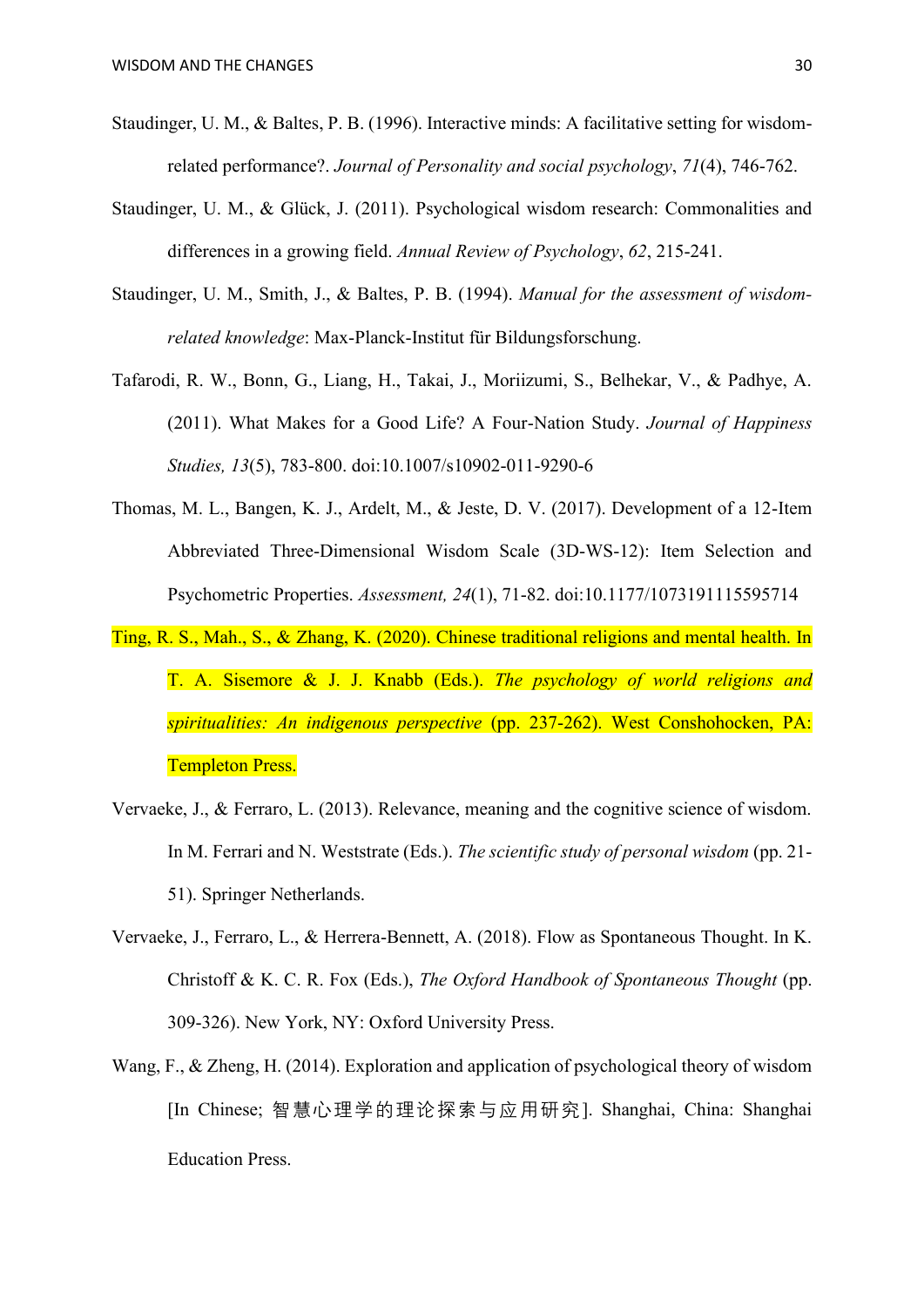Staudinger, U. M., & Baltes, P. B. (1996). Interactive minds: A facilitative setting for wisdom-related performance?. *Journal of Personality and social psychology*, *71*(4), 746-762.

Staudinger, U. M., & Glück, J. (2011). Psychological wisdom research: Commonalities and differences in a growing field. *Annual Review of Psychology*, *62*, 215-241.

Staudinger, U. M., Smith, J., & Baltes, P. B. (1994). *Manual for the assessment of wisdom-related knowledge*: Max-Planck-Institut für Bildungsforschung.

Tafarodi, R. W., Bonn, G., Liang, H., Takai, J., Moriizumi, S., Belhekar, V., & Padhye, A. (2011). What Makes for a Good Life? A Four-Nation Study. *Journal of Happiness Studies, 13*(5), 783-800. doi:10.1007/s10902-011-9290-6

Thomas, M. L., Bangen, K. J., Ardelt, M., & Jeste, D. V. (2017). Development of a 12-Item Abbreviated Three-Dimensional Wisdom Scale (3D-WS-12): Item Selection and Psychometric Properties. *Assessment, 24*(1), 71-82. doi:10.1177/1073191115595714

Ting, R. S., Mah., S., & Zhang, K. (2020). Chinese traditional religions and mental health. In T. A. Sisemore & J. J. Knabb (Eds.). *The psychology of world religions and spiritualities: An indigenous perspective* (pp. 237-262). West Conshohocken, PA: Templeton Press.

Vervaeke, J., & Ferraro, L. (2013). Relevance, meaning and the cognitive science of wisdom. In M. Ferrari and N. Weststrate (Eds.). *The scientific study of personal wisdom* (pp. 21-51). Springer Netherlands.

Vervaeke, J., Ferraro, L., & Herrera-Bennett, A. (2018). Flow as Spontaneous Thought. In K. Christoff & K. C. R. Fox (Eds.), *The Oxford Handbook of Spontaneous Thought* (pp. 309-326). New York, NY: Oxford University Press.

Wang, F., & Zheng, H. (2014). Exploration and application of psychological theory of wisdom [In Chinese; 智慧心理学的理论探索与应用研究]. Shanghai, China: Shanghai Education Press.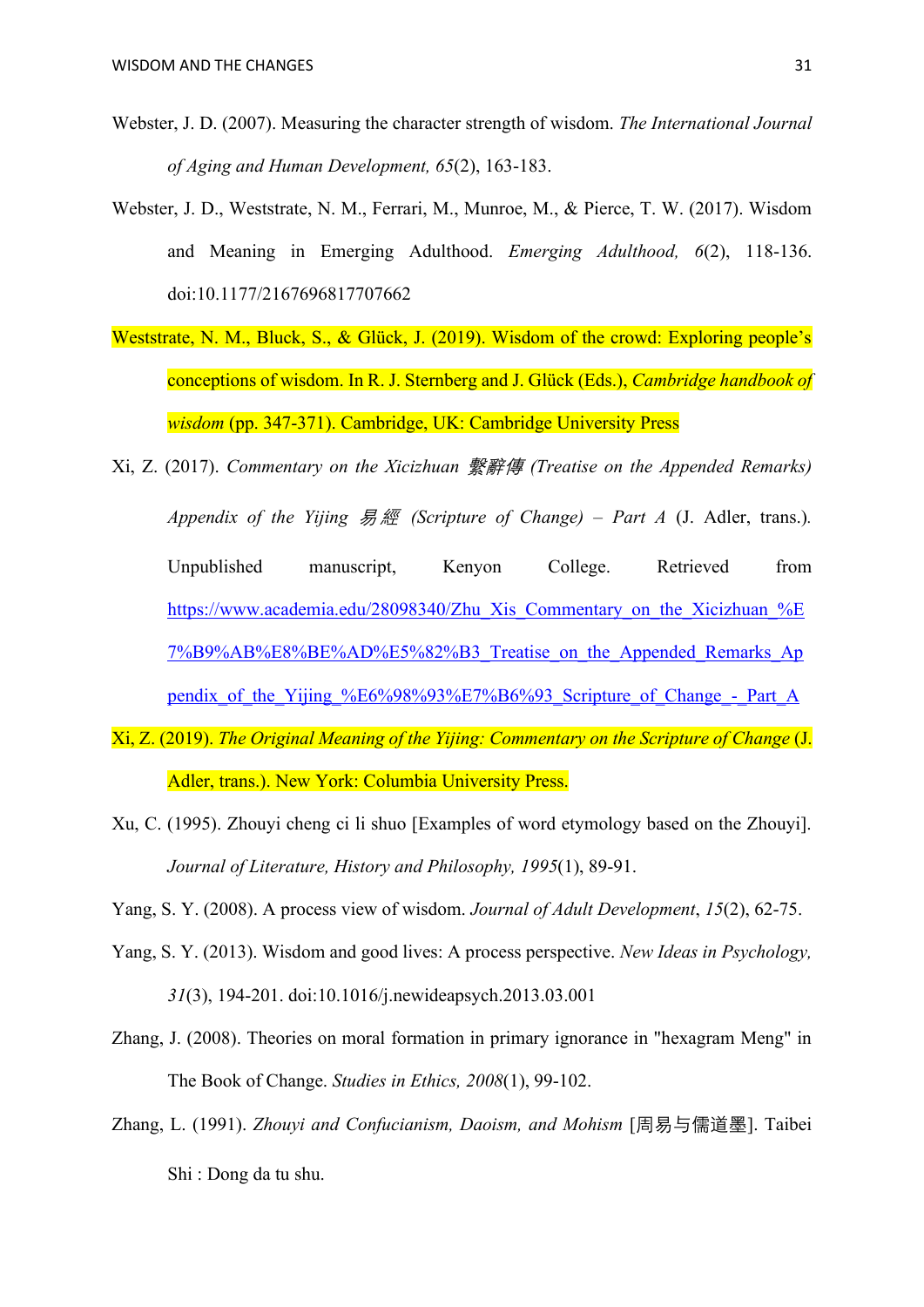Webster, J. D. (2007). Measuring the character strength of wisdom. *The International Journal of Aging and Human Development, 65*(2), 163-183.

Webster, J. D., Weststrate, N. M., Ferrari, M., Munroe, M., & Pierce, T. W. (2017). Wisdom and Meaning in Emerging Adulthood. *Emerging Adulthood, 6*(2), 118-136. doi:10.1177/2167696817707662

Weststrate, N. M., Bluck, S., & Glück, J. (2019). Wisdom of the crowd: Exploring people's conceptions of wisdom. In R. J. Sternberg and J. Glück (Eds.), *Cambridge handbook of wisdom* (pp. 347-371). Cambridge, UK: Cambridge University Press

Xi, Z. (2017). *Commentary on the Xicizhuan 繫辭傳 (Treatise on the Appended Remarks) Appendix of the Yijing 易經 (Scripture of Change) – Part A* (J. Adler, trans.). Unpublished manuscript, Kenyon College. Retrieved from https://www.academia.edu/28098340/Zhu_Xis_Commentary_on_the_Xicizhuan_%E7%B9%AB%E8%BE%AD%E5%82%B3_Treatise_on_the_Appended_Remarks_Appendix_of_the_Yijing_%E6%98%93%E7%B6%93_Scripture_of_Change_-_Part_A

Xi, Z. (2019). *The Original Meaning of the Yijing: Commentary on the Scripture of Change* (J. Adler, trans.). New York: Columbia University Press.

Xu, C. (1995). Zhouyi cheng ci li shuo [Examples of word etymology based on the Zhouyi]. *Journal of Literature, History and Philosophy, 1995*(1), 89-91.

Yang, S. Y. (2008). A process view of wisdom. *Journal of Adult Development*, *15*(2), 62-75.

Yang, S. Y. (2013). Wisdom and good lives: A process perspective. *New Ideas in Psychology, 31*(3), 194-201. doi:10.1016/j.newideapsych.2013.03.001

Zhang, J. (2008). Theories on moral formation in primary ignorance in "hexagram Meng" in The Book of Change. *Studies in Ethics, 2008*(1), 99-102.

Zhang, L. (1991). *Zhouyi and Confucianism, Daoism, and Mohism* [周易与儒道墨]. Taibei Shi : Dong da tu shu.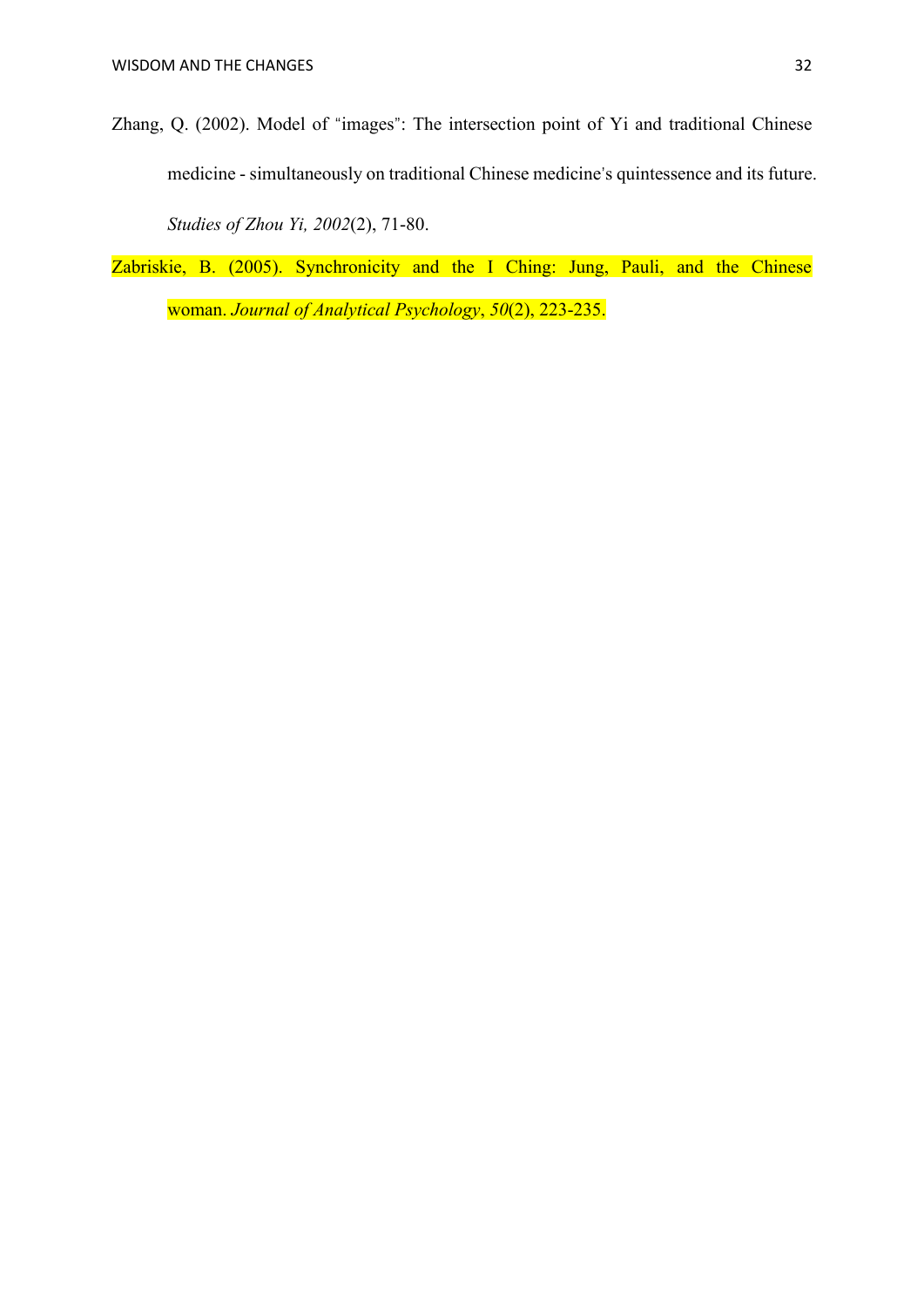Zhang, Q. (2002). Model of "images": The intersection point of Yi and traditional Chinese medicine - simultaneously on traditional Chinese medicine's quintessence and its future. *Studies of Zhou Yi, 2002*(2), 71-80.

Zabriskie, B. (2005). Synchronicity and the I Ching: Jung, Pauli, and the Chinese woman. *Journal of Analytical Psychology*, *50*(2), 223-235.